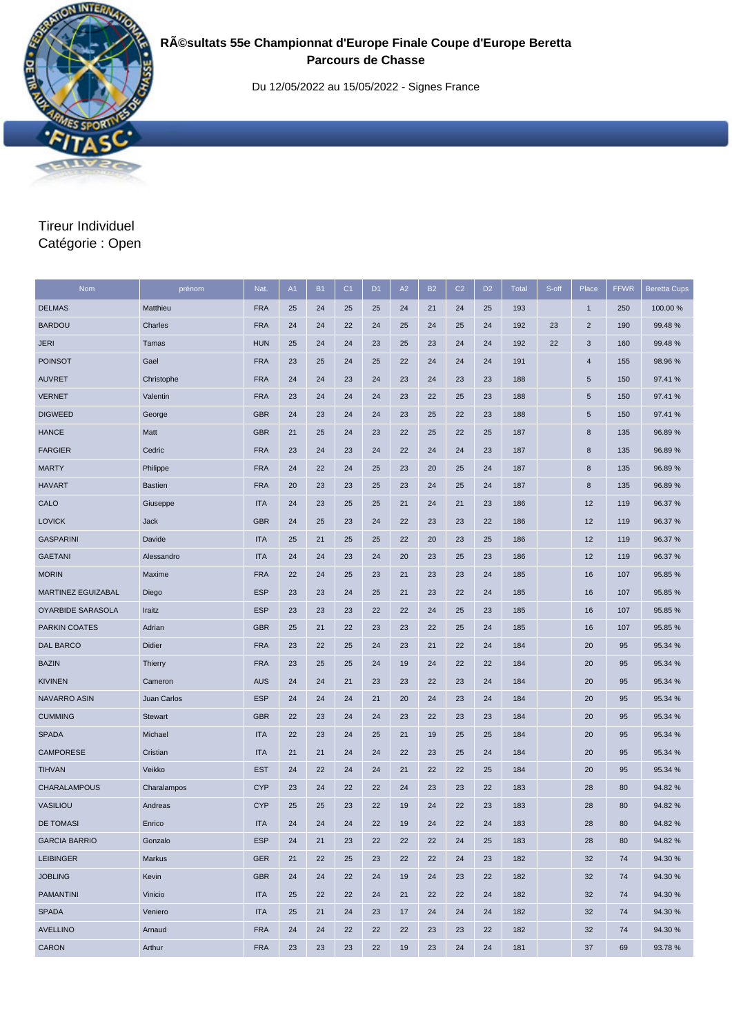# RÃ©sultats 55e Championnat d'Europe Finale Coupe d'Europe Beretta
## Parcours de Chasse

Du 12/05/2022 au 15/05/2022 - Signes France

Tireur Individuel
Catégorie : Open

| Nom | prénom | Nat. | A1 | B1 | C1 | D1 | A2 | B2 | C2 | D2 | Total | S-off | Place | FFWR | Beretta Cups |
|---|---|---|---|---|---|---|---|---|---|---|---|---|---|---|---|
| DELMAS | Matthieu | FRA | 25 | 24 | 25 | 25 | 24 | 21 | 24 | 25 | 193 | | 1 | 250 | 100.00 % |
| BARDOU | Charles | FRA | 24 | 24 | 22 | 24 | 25 | 24 | 25 | 24 | 192 | 23 | 2 | 190 | 99.48 % |
| JERI | Tamas | HUN | 25 | 24 | 24 | 23 | 25 | 23 | 24 | 24 | 192 | 22 | 3 | 160 | 99.48 % |
| POINSOT | Gael | FRA | 23 | 25 | 24 | 25 | 22 | 24 | 24 | 24 | 191 | | 4 | 155 | 98.96 % |
| AUVRET | Christophe | FRA | 24 | 24 | 23 | 24 | 23 | 24 | 23 | 23 | 188 | | 5 | 150 | 97.41 % |
| VERNET | Valentin | FRA | 23 | 24 | 24 | 24 | 23 | 22 | 25 | 23 | 188 | | 5 | 150 | 97.41 % |
| DIGWEED | George | GBR | 24 | 23 | 24 | 24 | 23 | 25 | 22 | 23 | 188 | | 5 | 150 | 97.41 % |
| HANCE | Matt | GBR | 21 | 25 | 24 | 23 | 22 | 25 | 22 | 25 | 187 | | 8 | 135 | 96.89 % |
| FARGIER | Cedric | FRA | 23 | 24 | 23 | 24 | 22 | 24 | 24 | 23 | 187 | | 8 | 135 | 96.89 % |
| MARTY | Philippe | FRA | 24 | 22 | 24 | 25 | 23 | 20 | 25 | 24 | 187 | | 8 | 135 | 96.89 % |
| HAVART | Bastien | FRA | 20 | 23 | 23 | 25 | 23 | 24 | 25 | 24 | 187 | | 8 | 135 | 96.89 % |
| CALO | Giuseppe | ITA | 24 | 23 | 25 | 25 | 21 | 24 | 21 | 23 | 186 | | 12 | 119 | 96.37 % |
| LOVICK | Jack | GBR | 24 | 25 | 23 | 24 | 22 | 23 | 23 | 22 | 186 | | 12 | 119 | 96.37 % |
| GASPARINI | Davide | ITA | 25 | 21 | 25 | 25 | 22 | 20 | 23 | 25 | 186 | | 12 | 119 | 96.37 % |
| GAETANI | Alessandro | ITA | 24 | 24 | 23 | 24 | 20 | 23 | 25 | 23 | 186 | | 12 | 119 | 96.37 % |
| MORIN | Maxime | FRA | 22 | 24 | 25 | 23 | 21 | 23 | 23 | 24 | 185 | | 16 | 107 | 95.85 % |
| MARTINEZ EGUIZABAL | Diego | ESP | 23 | 23 | 24 | 25 | 21 | 23 | 22 | 24 | 185 | | 16 | 107 | 95.85 % |
| OYARBIDE SARASOLA | Iraitz | ESP | 23 | 23 | 23 | 22 | 22 | 24 | 25 | 23 | 185 | | 16 | 107 | 95.85 % |
| PARKIN COATES | Adrian | GBR | 25 | 21 | 22 | 23 | 23 | 22 | 25 | 24 | 185 | | 16 | 107 | 95.85 % |
| DAL BARCO | Didier | FRA | 23 | 22 | 25 | 24 | 23 | 21 | 22 | 24 | 184 | | 20 | 95 | 95.34 % |
| BAZIN | Thierry | FRA | 23 | 25 | 25 | 24 | 19 | 24 | 22 | 22 | 184 | | 20 | 95 | 95.34 % |
| KIVINEN | Cameron | AUS | 24 | 24 | 21 | 23 | 23 | 22 | 23 | 24 | 184 | | 20 | 95 | 95.34 % |
| NAVARRO ASIN | Juan Carlos | ESP | 24 | 24 | 24 | 21 | 20 | 24 | 23 | 24 | 184 | | 20 | 95 | 95.34 % |
| CUMMING | Stewart | GBR | 22 | 23 | 24 | 24 | 23 | 22 | 23 | 23 | 184 | | 20 | 95 | 95.34 % |
| SPADA | Michael | ITA | 22 | 23 | 24 | 25 | 21 | 19 | 25 | 25 | 184 | | 20 | 95 | 95.34 % |
| CAMPORESE | Cristian | ITA | 21 | 21 | 24 | 24 | 22 | 23 | 25 | 24 | 184 | | 20 | 95 | 95.34 % |
| TIHVAN | Veikko | EST | 24 | 22 | 24 | 24 | 21 | 22 | 22 | 25 | 184 | | 20 | 95 | 95.34 % |
| CHARALAMPOUS | Charalampos | CYP | 23 | 24 | 22 | 22 | 24 | 23 | 23 | 22 | 183 | | 28 | 80 | 94.82 % |
| VASILIOU | Andreas | CYP | 25 | 25 | 23 | 22 | 19 | 24 | 22 | 23 | 183 | | 28 | 80 | 94.82 % |
| DE TOMASI | Enrico | ITA | 24 | 24 | 24 | 22 | 19 | 24 | 22 | 24 | 183 | | 28 | 80 | 94.82 % |
| GARCIA BARRIO | Gonzalo | ESP | 24 | 21 | 23 | 22 | 22 | 22 | 24 | 25 | 183 | | 28 | 80 | 94.82 % |
| LEIBINGER | Markus | GER | 21 | 22 | 25 | 23 | 22 | 22 | 24 | 23 | 182 | | 32 | 74 | 94.30 % |
| JOBLING | Kevin | GBR | 24 | 24 | 22 | 24 | 19 | 24 | 23 | 22 | 182 | | 32 | 74 | 94.30 % |
| PAMANTINI | Vinicio | ITA | 25 | 22 | 22 | 24 | 21 | 22 | 22 | 24 | 182 | | 32 | 74 | 94.30 % |
| SPADA | Veniero | ITA | 25 | 21 | 24 | 23 | 17 | 24 | 24 | 24 | 182 | | 32 | 74 | 94.30 % |
| AVELLINO | Arnaud | FRA | 24 | 24 | 22 | 22 | 22 | 23 | 23 | 22 | 182 | | 32 | 74 | 94.30 % |
| CARON | Arthur | FRA | 23 | 23 | 23 | 22 | 19 | 23 | 24 | 24 | 181 | | 37 | 69 | 93.78 % |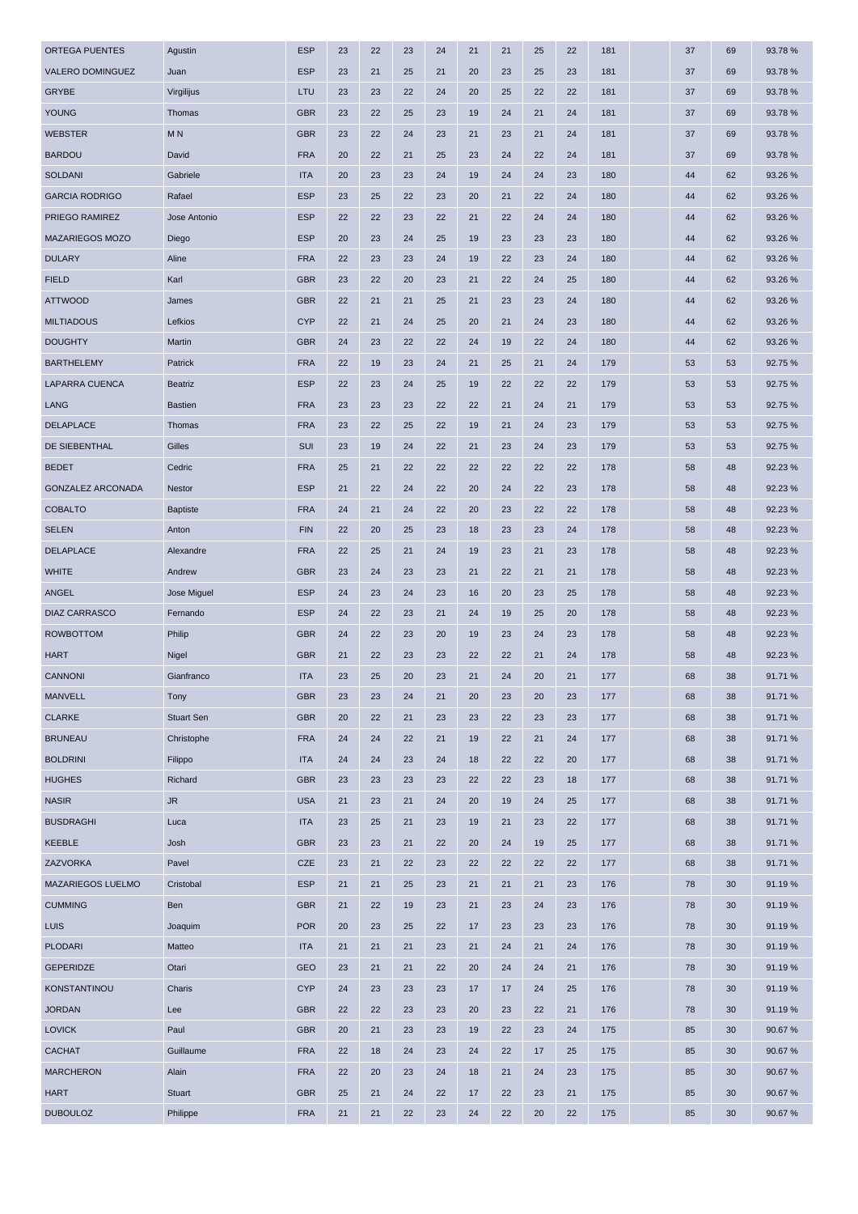| | | | | | | | | | | | | | | | |
|---|---|---|---|---|---|---|---|---|---|---|---|---|---|---|---|
| ORTEGA PUENTES | Agustin | ESP | 23 | 22 | 23 | 24 | 21 | 21 | 25 | 22 | 181 | | 37 | 69 | 93.78 % |
| VALERO DOMINGUEZ | Juan | ESP | 23 | 21 | 25 | 21 | 20 | 23 | 25 | 23 | 181 | | 37 | 69 | 93.78 % |
| GRYBE | Virgilijus | LTU | 23 | 23 | 22 | 24 | 20 | 25 | 22 | 22 | 181 | | 37 | 69 | 93.78 % |
| YOUNG | Thomas | GBR | 23 | 22 | 25 | 23 | 19 | 24 | 21 | 24 | 181 | | 37 | 69 | 93.78 % |
| WEBSTER | M N | GBR | 23 | 22 | 24 | 23 | 21 | 23 | 21 | 24 | 181 | | 37 | 69 | 93.78 % |
| BARDOU | David | FRA | 20 | 22 | 21 | 25 | 23 | 24 | 22 | 24 | 181 | | 37 | 69 | 93.78 % |
| SOLDANI | Gabriele | ITA | 20 | 23 | 23 | 24 | 19 | 24 | 24 | 23 | 180 | | 44 | 62 | 93.26 % |
| GARCIA RODRIGO | Rafael | ESP | 23 | 25 | 22 | 23 | 20 | 21 | 22 | 24 | 180 | | 44 | 62 | 93.26 % |
| PRIEGO RAMIREZ | Jose Antonio | ESP | 22 | 22 | 23 | 22 | 21 | 22 | 24 | 24 | 180 | | 44 | 62 | 93.26 % |
| MAZARIEGOS MOZO | Diego | ESP | 20 | 23 | 24 | 25 | 19 | 23 | 23 | 23 | 180 | | 44 | 62 | 93.26 % |
| DULARY | Aline | FRA | 22 | 23 | 23 | 24 | 19 | 22 | 23 | 24 | 180 | | 44 | 62 | 93.26 % |
| FIELD | Karl | GBR | 23 | 22 | 20 | 23 | 21 | 22 | 24 | 25 | 180 | | 44 | 62 | 93.26 % |
| ATTWOOD | James | GBR | 22 | 21 | 21 | 25 | 21 | 23 | 23 | 24 | 180 | | 44 | 62 | 93.26 % |
| MILTIADOUS | Lefkios | CYP | 22 | 21 | 24 | 25 | 20 | 21 | 24 | 23 | 180 | | 44 | 62 | 93.26 % |
| DOUGHTY | Martin | GBR | 24 | 23 | 22 | 22 | 24 | 19 | 22 | 24 | 180 | | 44 | 62 | 93.26 % |
| BARTHELEMY | Patrick | FRA | 22 | 19 | 23 | 24 | 21 | 25 | 21 | 24 | 179 | | 53 | 53 | 92.75 % |
| LAPARRA CUENCA | Beatriz | ESP | 22 | 23 | 24 | 25 | 19 | 22 | 22 | 22 | 179 | | 53 | 53 | 92.75 % |
| LANG | Bastien | FRA | 23 | 23 | 23 | 22 | 22 | 21 | 24 | 21 | 179 | | 53 | 53 | 92.75 % |
| DELAPLACE | Thomas | FRA | 23 | 22 | 25 | 22 | 19 | 21 | 24 | 23 | 179 | | 53 | 53 | 92.75 % |
| DE SIEBENTHAL | Gilles | SUI | 23 | 19 | 24 | 22 | 21 | 23 | 24 | 23 | 179 | | 53 | 53 | 92.75 % |
| BEDET | Cedric | FRA | 25 | 21 | 22 | 22 | 22 | 22 | 22 | 22 | 178 | | 58 | 48 | 92.23 % |
| GONZALEZ ARCONADA | Nestor | ESP | 21 | 22 | 24 | 22 | 20 | 24 | 22 | 23 | 178 | | 58 | 48 | 92.23 % |
| COBALTO | Baptiste | FRA | 24 | 21 | 24 | 22 | 20 | 23 | 22 | 22 | 178 | | 58 | 48 | 92.23 % |
| SELEN | Anton | FIN | 22 | 20 | 25 | 23 | 18 | 23 | 23 | 24 | 178 | | 58 | 48 | 92.23 % |
| DELAPLACE | Alexandre | FRA | 22 | 25 | 21 | 24 | 19 | 23 | 21 | 23 | 178 | | 58 | 48 | 92.23 % |
| WHITE | Andrew | GBR | 23 | 24 | 23 | 23 | 21 | 22 | 21 | 21 | 178 | | 58 | 48 | 92.23 % |
| ANGEL | Jose Miguel | ESP | 24 | 23 | 24 | 23 | 16 | 20 | 23 | 25 | 178 | | 58 | 48 | 92.23 % |
| DIAZ CARRASCO | Fernando | ESP | 24 | 22 | 23 | 21 | 24 | 19 | 25 | 20 | 178 | | 58 | 48 | 92.23 % |
| ROWBOTTOM | Philip | GBR | 24 | 22 | 23 | 20 | 19 | 23 | 24 | 23 | 178 | | 58 | 48 | 92.23 % |
| HART | Nigel | GBR | 21 | 22 | 23 | 23 | 22 | 22 | 21 | 24 | 178 | | 58 | 48 | 92.23 % |
| CANNONI | Gianfranco | ITA | 23 | 25 | 20 | 23 | 21 | 24 | 20 | 21 | 177 | | 68 | 38 | 91.71 % |
| MANVELL | Tony | GBR | 23 | 23 | 24 | 21 | 20 | 23 | 20 | 23 | 177 | | 68 | 38 | 91.71 % |
| CLARKE | Stuart Sen | GBR | 20 | 22 | 21 | 23 | 23 | 22 | 23 | 23 | 177 | | 68 | 38 | 91.71 % |
| BRUNEAU | Christophe | FRA | 24 | 24 | 22 | 21 | 19 | 22 | 21 | 24 | 177 | | 68 | 38 | 91.71 % |
| BOLDRINI | Filippo | ITA | 24 | 24 | 23 | 24 | 18 | 22 | 22 | 20 | 177 | | 68 | 38 | 91.71 % |
| HUGHES | Richard | GBR | 23 | 23 | 23 | 23 | 22 | 22 | 23 | 18 | 177 | | 68 | 38 | 91.71 % |
| NASIR | JR | USA | 21 | 23 | 21 | 24 | 20 | 19 | 24 | 25 | 177 | | 68 | 38 | 91.71 % |
| BUSDRAGHI | Luca | ITA | 23 | 25 | 21 | 23 | 19 | 21 | 23 | 22 | 177 | | 68 | 38 | 91.71 % |
| KEEBLE | Josh | GBR | 23 | 23 | 21 | 22 | 20 | 24 | 19 | 25 | 177 | | 68 | 38 | 91.71 % |
| ZAZVORKA | Pavel | CZE | 23 | 21 | 22 | 23 | 22 | 22 | 22 | 22 | 177 | | 68 | 38 | 91.71 % |
| MAZARIEGOS LUELMO | Cristobal | ESP | 21 | 21 | 25 | 23 | 21 | 21 | 21 | 23 | 176 | | 78 | 30 | 91.19 % |
| CUMMING | Ben | GBR | 21 | 22 | 19 | 23 | 21 | 23 | 24 | 23 | 176 | | 78 | 30 | 91.19 % |
| LUIS | Joaquim | POR | 20 | 23 | 25 | 22 | 17 | 23 | 23 | 23 | 176 | | 78 | 30 | 91.19 % |
| PLODARI | Matteo | ITA | 21 | 21 | 21 | 23 | 21 | 24 | 21 | 24 | 176 | | 78 | 30 | 91.19 % |
| GEPERIDZE | Otari | GEO | 23 | 21 | 21 | 22 | 20 | 24 | 24 | 21 | 176 | | 78 | 30 | 91.19 % |
| KONSTANTINOU | Charis | CYP | 24 | 23 | 23 | 23 | 17 | 17 | 24 | 25 | 176 | | 78 | 30 | 91.19 % |
| JORDAN | Lee | GBR | 22 | 22 | 23 | 23 | 20 | 23 | 22 | 21 | 176 | | 78 | 30 | 91.19 % |
| LOVICK | Paul | GBR | 20 | 21 | 23 | 23 | 19 | 22 | 23 | 24 | 175 | | 85 | 30 | 90.67 % |
| CACHAT | Guillaume | FRA | 22 | 18 | 24 | 23 | 24 | 22 | 17 | 25 | 175 | | 85 | 30 | 90.67 % |
| MARCHERON | Alain | FRA | 22 | 20 | 23 | 24 | 18 | 21 | 24 | 23 | 175 | | 85 | 30 | 90.67 % |
| HART | Stuart | GBR | 25 | 21 | 24 | 22 | 17 | 22 | 23 | 21 | 175 | | 85 | 30 | 90.67 % |
| DUBOULOZ | Philippe | FRA | 21 | 21 | 22 | 23 | 24 | 22 | 20 | 22 | 175 | | 85 | 30 | 90.67 % |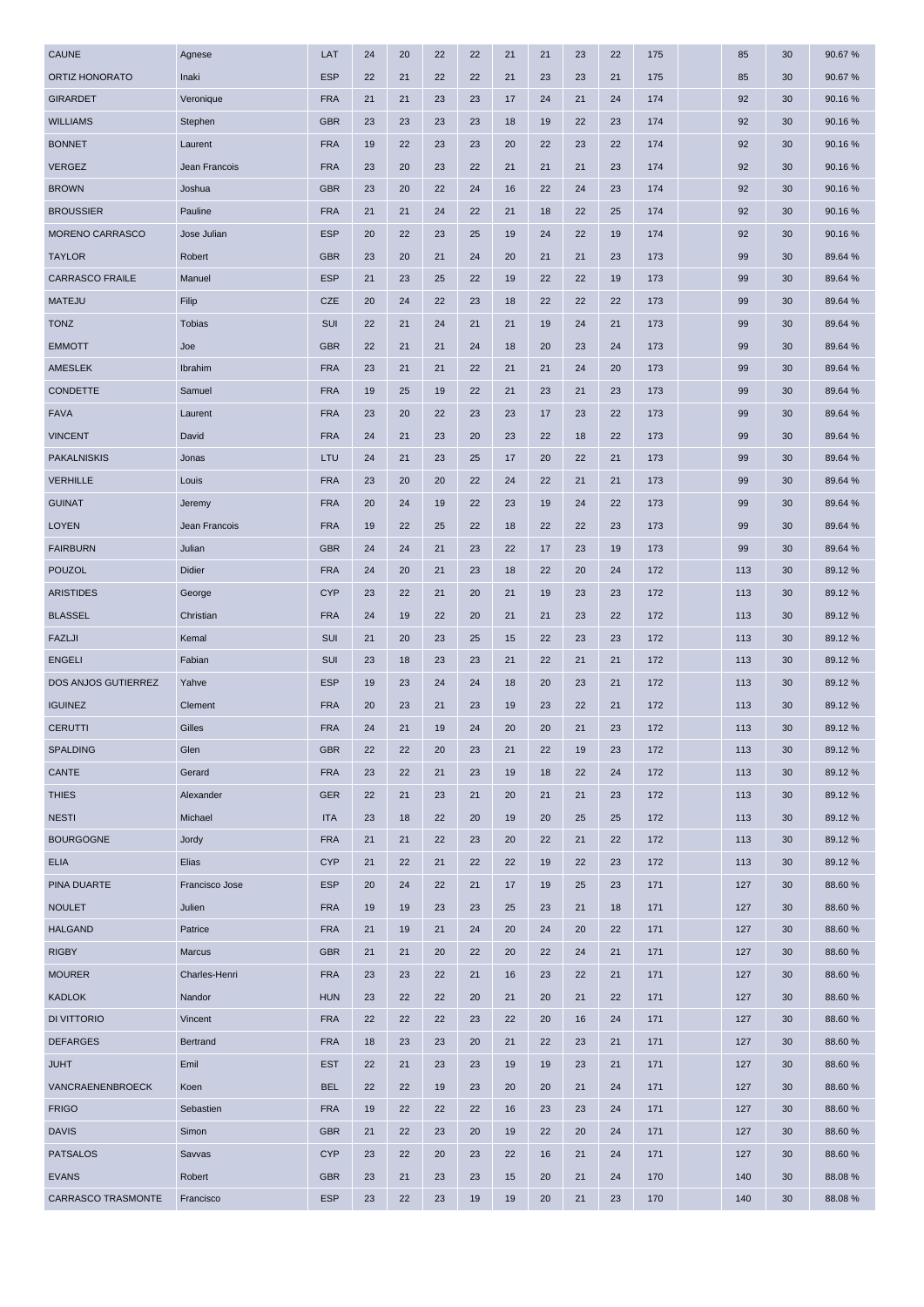| | | | | | | | | | | | | | | | |
|---|---|---|---|---|---|---|---|---|---|---|---|---|---|---|---|
| CAUNE | Agnese | LAT | 24 | 20 | 22 | 22 | 21 | 21 | 23 | 22 | 175 | | 85 | 30 | 90.67 % |
| ORTIZ HONORATO | Inaki | ESP | 22 | 21 | 22 | 22 | 21 | 23 | 23 | 21 | 175 | | 85 | 30 | 90.67 % |
| GIRARDET | Veronique | FRA | 21 | 21 | 23 | 23 | 17 | 24 | 21 | 24 | 174 | | 92 | 30 | 90.16 % |
| WILLIAMS | Stephen | GBR | 23 | 23 | 23 | 23 | 18 | 19 | 22 | 23 | 174 | | 92 | 30 | 90.16 % |
| BONNET | Laurent | FRA | 19 | 22 | 23 | 23 | 20 | 22 | 23 | 22 | 174 | | 92 | 30 | 90.16 % |
| VERGEZ | Jean Francois | FRA | 23 | 20 | 23 | 22 | 21 | 21 | 21 | 23 | 174 | | 92 | 30 | 90.16 % |
| BROWN | Joshua | GBR | 23 | 20 | 22 | 24 | 16 | 22 | 24 | 23 | 174 | | 92 | 30 | 90.16 % |
| BROUSSIER | Pauline | FRA | 21 | 21 | 24 | 22 | 21 | 18 | 22 | 25 | 174 | | 92 | 30 | 90.16 % |
| MORENO CARRASCO | Jose Julian | ESP | 20 | 22 | 23 | 25 | 19 | 24 | 22 | 19 | 174 | | 92 | 30 | 90.16 % |
| TAYLOR | Robert | GBR | 23 | 20 | 21 | 24 | 20 | 21 | 21 | 23 | 173 | | 99 | 30 | 89.64 % |
| CARRASCO FRAILE | Manuel | ESP | 21 | 23 | 25 | 22 | 19 | 22 | 22 | 19 | 173 | | 99 | 30 | 89.64 % |
| MATEJU | Filip | CZE | 20 | 24 | 22 | 23 | 18 | 22 | 22 | 22 | 173 | | 99 | 30 | 89.64 % |
| TONZ | Tobias | SUI | 22 | 21 | 24 | 21 | 21 | 19 | 24 | 21 | 173 | | 99 | 30 | 89.64 % |
| EMMOTT | Joe | GBR | 22 | 21 | 21 | 24 | 18 | 20 | 23 | 24 | 173 | | 99 | 30 | 89.64 % |
| AMESLEK | Ibrahim | FRA | 23 | 21 | 21 | 22 | 21 | 21 | 24 | 20 | 173 | | 99 | 30 | 89.64 % |
| CONDETTE | Samuel | FRA | 19 | 25 | 19 | 22 | 21 | 23 | 21 | 23 | 173 | | 99 | 30 | 89.64 % |
| FAVA | Laurent | FRA | 23 | 20 | 22 | 23 | 23 | 17 | 23 | 22 | 173 | | 99 | 30 | 89.64 % |
| VINCENT | David | FRA | 24 | 21 | 23 | 20 | 23 | 22 | 18 | 22 | 173 | | 99 | 30 | 89.64 % |
| PAKALNISKIS | Jonas | LTU | 24 | 21 | 23 | 25 | 17 | 20 | 22 | 21 | 173 | | 99 | 30 | 89.64 % |
| VERHILLE | Louis | FRA | 23 | 20 | 20 | 22 | 24 | 22 | 21 | 21 | 173 | | 99 | 30 | 89.64 % |
| GUINAT | Jeremy | FRA | 20 | 24 | 19 | 22 | 23 | 19 | 24 | 22 | 173 | | 99 | 30 | 89.64 % |
| LOYEN | Jean Francois | FRA | 19 | 22 | 25 | 22 | 18 | 22 | 22 | 23 | 173 | | 99 | 30 | 89.64 % |
| FAIRBURN | Julian | GBR | 24 | 24 | 21 | 23 | 22 | 17 | 23 | 19 | 173 | | 99 | 30 | 89.64 % |
| POUZOL | Didier | FRA | 24 | 20 | 21 | 23 | 18 | 22 | 20 | 24 | 172 | | 113 | 30 | 89.12 % |
| ARISTIDES | George | CYP | 23 | 22 | 21 | 20 | 21 | 19 | 23 | 23 | 172 | | 113 | 30 | 89.12 % |
| BLASSEL | Christian | FRA | 24 | 19 | 22 | 20 | 21 | 21 | 23 | 22 | 172 | | 113 | 30 | 89.12 % |
| FAZLJI | Kemal | SUI | 21 | 20 | 23 | 25 | 15 | 22 | 23 | 23 | 172 | | 113 | 30 | 89.12 % |
| ENGELI | Fabian | SUI | 23 | 18 | 23 | 23 | 21 | 22 | 21 | 21 | 172 | | 113 | 30 | 89.12 % |
| DOS ANJOS GUTIERREZ | Yahve | ESP | 19 | 23 | 24 | 24 | 18 | 20 | 23 | 21 | 172 | | 113 | 30 | 89.12 % |
| IGUINEZ | Clement | FRA | 20 | 23 | 21 | 23 | 19 | 23 | 22 | 21 | 172 | | 113 | 30 | 89.12 % |
| CERUTTI | Gilles | FRA | 24 | 21 | 19 | 24 | 20 | 20 | 21 | 23 | 172 | | 113 | 30 | 89.12 % |
| SPALDING | Glen | GBR | 22 | 22 | 20 | 23 | 21 | 22 | 19 | 23 | 172 | | 113 | 30 | 89.12 % |
| CANTE | Gerard | FRA | 23 | 22 | 21 | 23 | 19 | 18 | 22 | 24 | 172 | | 113 | 30 | 89.12 % |
| THIES | Alexander | GER | 22 | 21 | 23 | 21 | 20 | 21 | 21 | 23 | 172 | | 113 | 30 | 89.12 % |
| NESTI | Michael | ITA | 23 | 18 | 22 | 20 | 19 | 20 | 25 | 25 | 172 | | 113 | 30 | 89.12 % |
| BOURGOGNE | Jordy | FRA | 21 | 21 | 22 | 23 | 20 | 22 | 21 | 22 | 172 | | 113 | 30 | 89.12 % |
| ELIA | Elias | CYP | 21 | 22 | 21 | 22 | 22 | 19 | 22 | 23 | 172 | | 113 | 30 | 89.12 % |
| PINA DUARTE | Francisco Jose | ESP | 20 | 24 | 22 | 21 | 17 | 19 | 25 | 23 | 171 | | 127 | 30 | 88.60 % |
| NOULET | Julien | FRA | 19 | 19 | 23 | 23 | 25 | 23 | 21 | 18 | 171 | | 127 | 30 | 88.60 % |
| HALGAND | Patrice | FRA | 21 | 19 | 21 | 24 | 20 | 24 | 20 | 22 | 171 | | 127 | 30 | 88.60 % |
| RIGBY | Marcus | GBR | 21 | 21 | 20 | 22 | 20 | 22 | 24 | 21 | 171 | | 127 | 30 | 88.60 % |
| MOURER | Charles-Henri | FRA | 23 | 23 | 22 | 21 | 16 | 23 | 22 | 21 | 171 | | 127 | 30 | 88.60 % |
| KADLOK | Nandor | HUN | 23 | 22 | 22 | 20 | 21 | 20 | 21 | 22 | 171 | | 127 | 30 | 88.60 % |
| DI VITTORIO | Vincent | FRA | 22 | 22 | 22 | 23 | 22 | 20 | 16 | 24 | 171 | | 127 | 30 | 88.60 % |
| DEFARGES | Bertrand | FRA | 18 | 23 | 23 | 20 | 21 | 22 | 23 | 21 | 171 | | 127 | 30 | 88.60 % |
| JUHT | Emil | EST | 22 | 21 | 23 | 23 | 19 | 19 | 23 | 21 | 171 | | 127 | 30 | 88.60 % |
| VANCRAENENBROECK | Koen | BEL | 22 | 22 | 19 | 23 | 20 | 20 | 21 | 24 | 171 | | 127 | 30 | 88.60 % |
| FRIGO | Sebastien | FRA | 19 | 22 | 22 | 22 | 16 | 23 | 23 | 24 | 171 | | 127 | 30 | 88.60 % |
| DAVIS | Simon | GBR | 21 | 22 | 23 | 20 | 19 | 22 | 20 | 24 | 171 | | 127 | 30 | 88.60 % |
| PATSALOS | Savvas | CYP | 23 | 22 | 20 | 23 | 22 | 16 | 21 | 24 | 171 | | 127 | 30 | 88.60 % |
| EVANS | Robert | GBR | 23 | 21 | 23 | 23 | 15 | 20 | 21 | 24 | 170 | | 140 | 30 | 88.08 % |
| CARRASCO TRASMONTE | Francisco | ESP | 23 | 22 | 23 | 19 | 19 | 20 | 21 | 23 | 170 | | 140 | 30 | 88.08 % |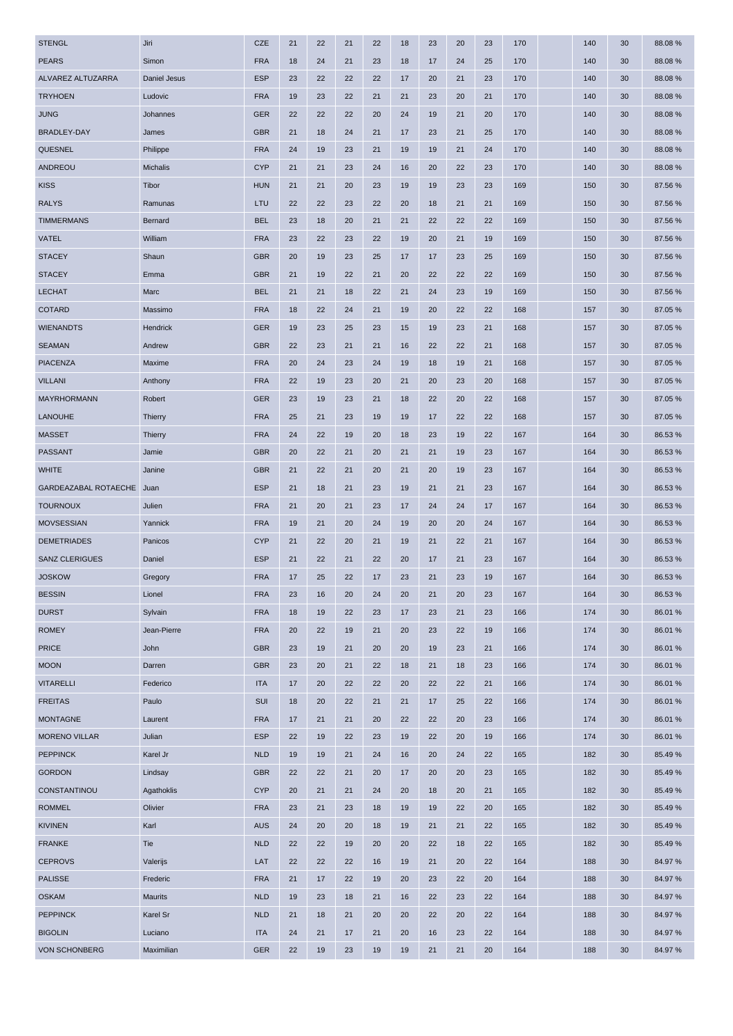| | | | | | | | | | | | | | | | | |
|---|---|---|---|---|---|---|---|---|---|---|---|---|---|---|---|---|
| STENGL | Jiri | CZE | 21 | 22 | 21 | 22 | 18 | 23 | 20 | 23 | 170 | | 140 | 30 | 88.08 % |
| PEARS | Simon | FRA | 18 | 24 | 21 | 23 | 18 | 17 | 24 | 25 | 170 | | 140 | 30 | 88.08 % |
| ALVAREZ ALTUZARRA | Daniel Jesus | ESP | 23 | 22 | 22 | 22 | 17 | 20 | 21 | 23 | 170 | | 140 | 30 | 88.08 % |
| TRYHOEN | Ludovic | FRA | 19 | 23 | 22 | 21 | 21 | 23 | 20 | 21 | 170 | | 140 | 30 | 88.08 % |
| JUNG | Johannes | GER | 22 | 22 | 22 | 20 | 24 | 19 | 21 | 20 | 170 | | 140 | 30 | 88.08 % |
| BRADLEY-DAY | James | GBR | 21 | 18 | 24 | 21 | 17 | 23 | 21 | 25 | 170 | | 140 | 30 | 88.08 % |
| QUESNEL | Philippe | FRA | 24 | 19 | 23 | 21 | 19 | 19 | 21 | 24 | 170 | | 140 | 30 | 88.08 % |
| ANDREOU | Michalis | CYP | 21 | 21 | 23 | 24 | 16 | 20 | 22 | 23 | 170 | | 140 | 30 | 88.08 % |
| KISS | Tibor | HUN | 21 | 21 | 20 | 23 | 19 | 19 | 23 | 23 | 169 | | 150 | 30 | 87.56 % |
| RALYS | Ramunas | LTU | 22 | 22 | 23 | 22 | 20 | 18 | 21 | 21 | 169 | | 150 | 30 | 87.56 % |
| TIMMERMANS | Bernard | BEL | 23 | 18 | 20 | 21 | 21 | 22 | 22 | 22 | 169 | | 150 | 30 | 87.56 % |
| VATEL | William | FRA | 23 | 22 | 23 | 22 | 19 | 20 | 21 | 19 | 169 | | 150 | 30 | 87.56 % |
| STACEY | Shaun | GBR | 20 | 19 | 23 | 25 | 17 | 17 | 23 | 25 | 169 | | 150 | 30 | 87.56 % |
| STACEY | Emma | GBR | 21 | 19 | 22 | 21 | 20 | 22 | 22 | 22 | 169 | | 150 | 30 | 87.56 % |
| LECHAT | Marc | BEL | 21 | 21 | 18 | 22 | 21 | 24 | 23 | 19 | 169 | | 150 | 30 | 87.56 % |
| COTARD | Massimo | FRA | 18 | 22 | 24 | 21 | 19 | 20 | 22 | 22 | 168 | | 157 | 30 | 87.05 % |
| WIENANDTS | Hendrick | GER | 19 | 23 | 25 | 23 | 15 | 19 | 23 | 21 | 168 | | 157 | 30 | 87.05 % |
| SEAMAN | Andrew | GBR | 22 | 23 | 21 | 21 | 16 | 22 | 22 | 21 | 168 | | 157 | 30 | 87.05 % |
| PIACENZA | Maxime | FRA | 20 | 24 | 23 | 24 | 19 | 18 | 19 | 21 | 168 | | 157 | 30 | 87.05 % |
| VILLANI | Anthony | FRA | 22 | 19 | 23 | 20 | 21 | 20 | 23 | 20 | 168 | | 157 | 30 | 87.05 % |
| MAYRHORMANN | Robert | GER | 23 | 19 | 23 | 21 | 18 | 22 | 20 | 22 | 168 | | 157 | 30 | 87.05 % |
| LANOUHE | Thierry | FRA | 25 | 21 | 23 | 19 | 19 | 17 | 22 | 22 | 168 | | 157 | 30 | 87.05 % |
| MASSET | Thierry | FRA | 24 | 22 | 19 | 20 | 18 | 23 | 19 | 22 | 167 | | 164 | 30 | 86.53 % |
| PASSANT | Jamie | GBR | 20 | 22 | 21 | 20 | 21 | 21 | 19 | 23 | 167 | | 164 | 30 | 86.53 % |
| WHITE | Janine | GBR | 21 | 22 | 21 | 20 | 21 | 20 | 19 | 23 | 167 | | 164 | 30 | 86.53 % |
| GARDEAZABAL ROTAECHE | Juan | ESP | 21 | 18 | 21 | 23 | 19 | 21 | 21 | 23 | 167 | | 164 | 30 | 86.53 % |
| TOURNOUX | Julien | FRA | 21 | 20 | 21 | 23 | 17 | 24 | 24 | 17 | 167 | | 164 | 30 | 86.53 % |
| MOVSESSIAN | Yannick | FRA | 19 | 21 | 20 | 24 | 19 | 20 | 20 | 24 | 167 | | 164 | 30 | 86.53 % |
| DEMETRIADES | Panicos | CYP | 21 | 22 | 20 | 21 | 19 | 21 | 22 | 21 | 167 | | 164 | 30 | 86.53 % |
| SANZ CLERIGUES | Daniel | ESP | 21 | 22 | 21 | 22 | 20 | 17 | 21 | 23 | 167 | | 164 | 30 | 86.53 % |
| JOSKOW | Gregory | FRA | 17 | 25 | 22 | 17 | 23 | 21 | 23 | 19 | 167 | | 164 | 30 | 86.53 % |
| BESSIN | Lionel | FRA | 23 | 16 | 20 | 24 | 20 | 21 | 20 | 23 | 167 | | 164 | 30 | 86.53 % |
| DURST | Sylvain | FRA | 18 | 19 | 22 | 23 | 17 | 23 | 21 | 23 | 166 | | 174 | 30 | 86.01 % |
| ROMEY | Jean-Pierre | FRA | 20 | 22 | 19 | 21 | 20 | 23 | 22 | 19 | 166 | | 174 | 30 | 86.01 % |
| PRICE | John | GBR | 23 | 19 | 21 | 20 | 20 | 19 | 23 | 21 | 166 | | 174 | 30 | 86.01 % |
| MOON | Darren | GBR | 23 | 20 | 21 | 22 | 18 | 21 | 18 | 23 | 166 | | 174 | 30 | 86.01 % |
| VITARELLI | Federico | ITA | 17 | 20 | 22 | 22 | 20 | 22 | 22 | 21 | 166 | | 174 | 30 | 86.01 % |
| FREITAS | Paulo | SUI | 18 | 20 | 22 | 21 | 21 | 17 | 25 | 22 | 166 | | 174 | 30 | 86.01 % |
| MONTAGNE | Laurent | FRA | 17 | 21 | 21 | 20 | 22 | 22 | 20 | 23 | 166 | | 174 | 30 | 86.01 % |
| MORENO VILLAR | Julian | ESP | 22 | 19 | 22 | 23 | 19 | 22 | 20 | 19 | 166 | | 174 | 30 | 86.01 % |
| PEPPINCK | Karel Jr | NLD | 19 | 19 | 21 | 24 | 16 | 20 | 24 | 22 | 165 | | 182 | 30 | 85.49 % |
| GORDON | Lindsay | GBR | 22 | 22 | 21 | 20 | 17 | 20 | 20 | 23 | 165 | | 182 | 30 | 85.49 % |
| CONSTANTINOU | Agathoklis | CYP | 20 | 21 | 21 | 24 | 20 | 18 | 20 | 21 | 165 | | 182 | 30 | 85.49 % |
| ROMMEL | Olivier | FRA | 23 | 21 | 23 | 18 | 19 | 19 | 22 | 20 | 165 | | 182 | 30 | 85.49 % |
| KIVINEN | Karl | AUS | 24 | 20 | 20 | 18 | 19 | 21 | 21 | 22 | 165 | | 182 | 30 | 85.49 % |
| FRANKE | Tie | NLD | 22 | 22 | 19 | 20 | 20 | 22 | 18 | 22 | 165 | | 182 | 30 | 85.49 % |
| CEPROVS | Valerijs | LAT | 22 | 22 | 22 | 16 | 19 | 21 | 20 | 22 | 164 | | 188 | 30 | 84.97 % |
| PALISSE | Frederic | FRA | 21 | 17 | 22 | 19 | 20 | 23 | 22 | 20 | 164 | | 188 | 30 | 84.97 % |
| OSKAM | Maurits | NLD | 19 | 23 | 18 | 21 | 16 | 22 | 23 | 22 | 164 | | 188 | 30 | 84.97 % |
| PEPPINCK | Karel Sr | NLD | 21 | 18 | 21 | 20 | 20 | 22 | 20 | 22 | 164 | | 188 | 30 | 84.97 % |
| BIGOLIN | Luciano | ITA | 24 | 21 | 17 | 21 | 20 | 16 | 23 | 22 | 164 | | 188 | 30 | 84.97 % |
| VON SCHONBERG | Maximilian | GER | 22 | 19 | 23 | 19 | 19 | 21 | 21 | 20 | 164 | | 188 | 30 | 84.97 % |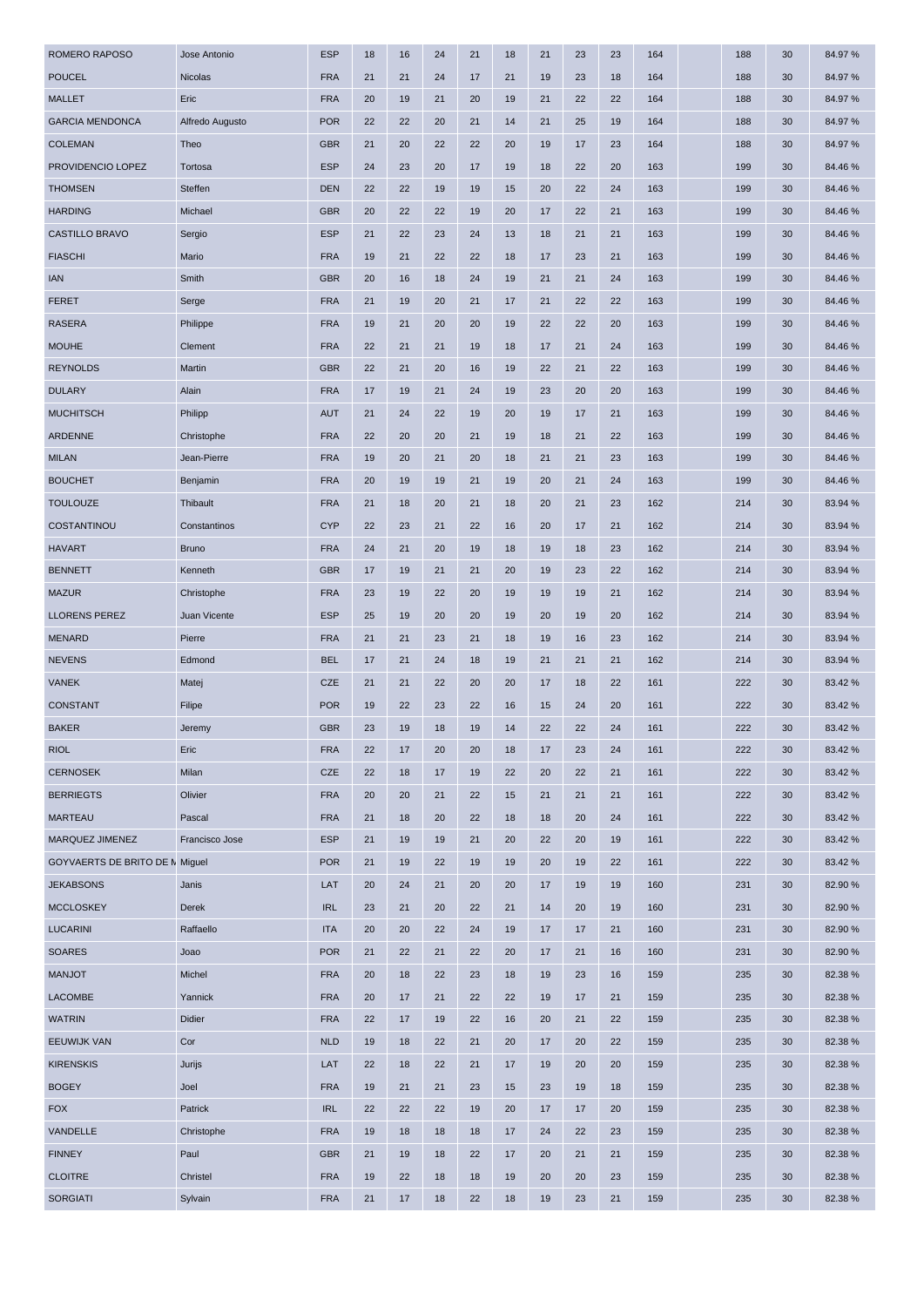| | | | | | | | | | | | | | | | | |
|---|---|---|---|---|---|---|---|---|---|---|---|---|---|---|---|---|
| ROMERO RAPOSO | Jose Antonio | ESP | 18 | 16 | 24 | 21 | 18 | 21 | 23 | 23 | 164 | | 188 | 30 | 84.97 % |
| POUCEL | Nicolas | FRA | 21 | 21 | 24 | 17 | 21 | 19 | 23 | 18 | 164 | | 188 | 30 | 84.97 % |
| MALLET | Eric | FRA | 20 | 19 | 21 | 20 | 19 | 21 | 22 | 22 | 164 | | 188 | 30 | 84.97 % |
| GARCIA MENDONCA | Alfredo Augusto | POR | 22 | 22 | 20 | 21 | 14 | 21 | 25 | 19 | 164 | | 188 | 30 | 84.97 % |
| COLEMAN | Theo | GBR | 21 | 20 | 22 | 22 | 20 | 19 | 17 | 23 | 164 | | 188 | 30 | 84.97 % |
| PROVIDENCIO LOPEZ | Tortosa | ESP | 24 | 23 | 20 | 17 | 19 | 18 | 22 | 20 | 163 | | 199 | 30 | 84.46 % |
| THOMSEN | Steffen | DEN | 22 | 22 | 19 | 19 | 15 | 20 | 22 | 24 | 163 | | 199 | 30 | 84.46 % |
| HARDING | Michael | GBR | 20 | 22 | 22 | 19 | 20 | 17 | 22 | 21 | 163 | | 199 | 30 | 84.46 % |
| CASTILLO BRAVO | Sergio | ESP | 21 | 22 | 23 | 24 | 13 | 18 | 21 | 21 | 163 | | 199 | 30 | 84.46 % |
| FIASCHI | Mario | FRA | 19 | 21 | 22 | 22 | 18 | 17 | 23 | 21 | 163 | | 199 | 30 | 84.46 % |
| IAN | Smith | GBR | 20 | 16 | 18 | 24 | 19 | 21 | 21 | 24 | 163 | | 199 | 30 | 84.46 % |
| FERET | Serge | FRA | 21 | 19 | 20 | 21 | 17 | 21 | 22 | 22 | 163 | | 199 | 30 | 84.46 % |
| RASERA | Philippe | FRA | 19 | 21 | 20 | 20 | 19 | 22 | 22 | 20 | 163 | | 199 | 30 | 84.46 % |
| MOUHE | Clement | FRA | 22 | 21 | 21 | 19 | 18 | 17 | 21 | 24 | 163 | | 199 | 30 | 84.46 % |
| REYNOLDS | Martin | GBR | 22 | 21 | 20 | 16 | 19 | 22 | 21 | 22 | 163 | | 199 | 30 | 84.46 % |
| DULARY | Alain | FRA | 17 | 19 | 21 | 24 | 19 | 23 | 20 | 20 | 163 | | 199 | 30 | 84.46 % |
| MUCHITSCH | Philipp | AUT | 21 | 24 | 22 | 19 | 20 | 19 | 17 | 21 | 163 | | 199 | 30 | 84.46 % |
| ARDENNE | Christophe | FRA | 22 | 20 | 20 | 21 | 19 | 18 | 21 | 22 | 163 | | 199 | 30 | 84.46 % |
| MILAN | Jean-Pierre | FRA | 19 | 20 | 21 | 20 | 18 | 21 | 21 | 23 | 163 | | 199 | 30 | 84.46 % |
| BOUCHET | Benjamin | FRA | 20 | 19 | 19 | 21 | 19 | 20 | 21 | 24 | 163 | | 199 | 30 | 84.46 % |
| TOULOUZE | Thibault | FRA | 21 | 18 | 20 | 21 | 18 | 20 | 21 | 23 | 162 | | 214 | 30 | 83.94 % |
| COSTANTINOU | Constantinos | CYP | 22 | 23 | 21 | 22 | 16 | 20 | 17 | 21 | 162 | | 214 | 30 | 83.94 % |
| HAVART | Bruno | FRA | 24 | 21 | 20 | 19 | 18 | 19 | 18 | 23 | 162 | | 214 | 30 | 83.94 % |
| BENNETT | Kenneth | GBR | 17 | 19 | 21 | 21 | 20 | 19 | 23 | 22 | 162 | | 214 | 30 | 83.94 % |
| MAZUR | Christophe | FRA | 23 | 19 | 22 | 20 | 19 | 19 | 19 | 21 | 162 | | 214 | 30 | 83.94 % |
| LLORENS PEREZ | Juan Vicente | ESP | 25 | 19 | 20 | 20 | 19 | 20 | 19 | 20 | 162 | | 214 | 30 | 83.94 % |
| MENARD | Pierre | FRA | 21 | 21 | 23 | 21 | 18 | 19 | 16 | 23 | 162 | | 214 | 30 | 83.94 % |
| NEVENS | Edmond | BEL | 17 | 21 | 24 | 18 | 19 | 21 | 21 | 21 | 162 | | 214 | 30 | 83.94 % |
| VANEK | Matej | CZE | 21 | 21 | 22 | 20 | 20 | 17 | 18 | 22 | 161 | | 222 | 30 | 83.42 % |
| CONSTANT | Filipe | POR | 19 | 22 | 23 | 22 | 16 | 15 | 24 | 20 | 161 | | 222 | 30 | 83.42 % |
| BAKER | Jeremy | GBR | 23 | 19 | 18 | 19 | 14 | 22 | 22 | 24 | 161 | | 222 | 30 | 83.42 % |
| RIOL | Eric | FRA | 22 | 17 | 20 | 20 | 18 | 17 | 23 | 24 | 161 | | 222 | 30 | 83.42 % |
| CERNOSEK | Milan | CZE | 22 | 18 | 17 | 19 | 22 | 20 | 22 | 21 | 161 | | 222 | 30 | 83.42 % |
| BERRIEGTS | Olivier | FRA | 20 | 20 | 21 | 22 | 15 | 21 | 21 | 21 | 161 | | 222 | 30 | 83.42 % |
| MARTEAU | Pascal | FRA | 21 | 18 | 20 | 22 | 18 | 18 | 20 | 24 | 161 | | 222 | 30 | 83.42 % |
| MARQUEZ JIMENEZ | Francisco Jose | ESP | 21 | 19 | 19 | 21 | 20 | 22 | 20 | 19 | 161 | | 222 | 30 | 83.42 % |
| GOYVAERTS DE BRITO DE M | Miguel | POR | 21 | 19 | 22 | 19 | 19 | 20 | 19 | 22 | 161 | | 222 | 30 | 83.42 % |
| JEKABSONS | Janis | LAT | 20 | 24 | 21 | 20 | 20 | 17 | 19 | 19 | 160 | | 231 | 30 | 82.90 % |
| MCCLOSKEY | Derek | IRL | 23 | 21 | 20 | 22 | 21 | 14 | 20 | 19 | 160 | | 231 | 30 | 82.90 % |
| LUCARINI | Raffaello | ITA | 20 | 20 | 22 | 24 | 19 | 17 | 17 | 21 | 160 | | 231 | 30 | 82.90 % |
| SOARES | Joao | POR | 21 | 22 | 21 | 22 | 20 | 17 | 21 | 16 | 160 | | 231 | 30 | 82.90 % |
| MANJOT | Michel | FRA | 20 | 18 | 22 | 23 | 18 | 19 | 23 | 16 | 159 | | 235 | 30 | 82.38 % |
| LACOMBE | Yannick | FRA | 20 | 17 | 21 | 22 | 22 | 19 | 17 | 21 | 159 | | 235 | 30 | 82.38 % |
| WATRIN | Didier | FRA | 22 | 17 | 19 | 22 | 16 | 20 | 21 | 22 | 159 | | 235 | 30 | 82.38 % |
| EEUWIJK VAN | Cor | NLD | 19 | 18 | 22 | 21 | 20 | 17 | 20 | 22 | 159 | | 235 | 30 | 82.38 % |
| KIRENSKIS | Jurijs | LAT | 22 | 18 | 22 | 21 | 17 | 19 | 20 | 20 | 159 | | 235 | 30 | 82.38 % |
| BOGEY | Joel | FRA | 19 | 21 | 21 | 23 | 15 | 23 | 19 | 18 | 159 | | 235 | 30 | 82.38 % |
| FOX | Patrick | IRL | 22 | 22 | 22 | 19 | 20 | 17 | 17 | 20 | 159 | | 235 | 30 | 82.38 % |
| VANDELLE | Christophe | FRA | 19 | 18 | 18 | 18 | 17 | 24 | 22 | 23 | 159 | | 235 | 30 | 82.38 % |
| FINNEY | Paul | GBR | 21 | 19 | 18 | 22 | 17 | 20 | 21 | 21 | 159 | | 235 | 30 | 82.38 % |
| CLOITRE | Christel | FRA | 19 | 22 | 18 | 18 | 19 | 20 | 20 | 23 | 159 | | 235 | 30 | 82.38 % |
| SORGIATI | Sylvain | FRA | 21 | 17 | 18 | 22 | 18 | 19 | 23 | 21 | 159 | | 235 | 30 | 82.38 % |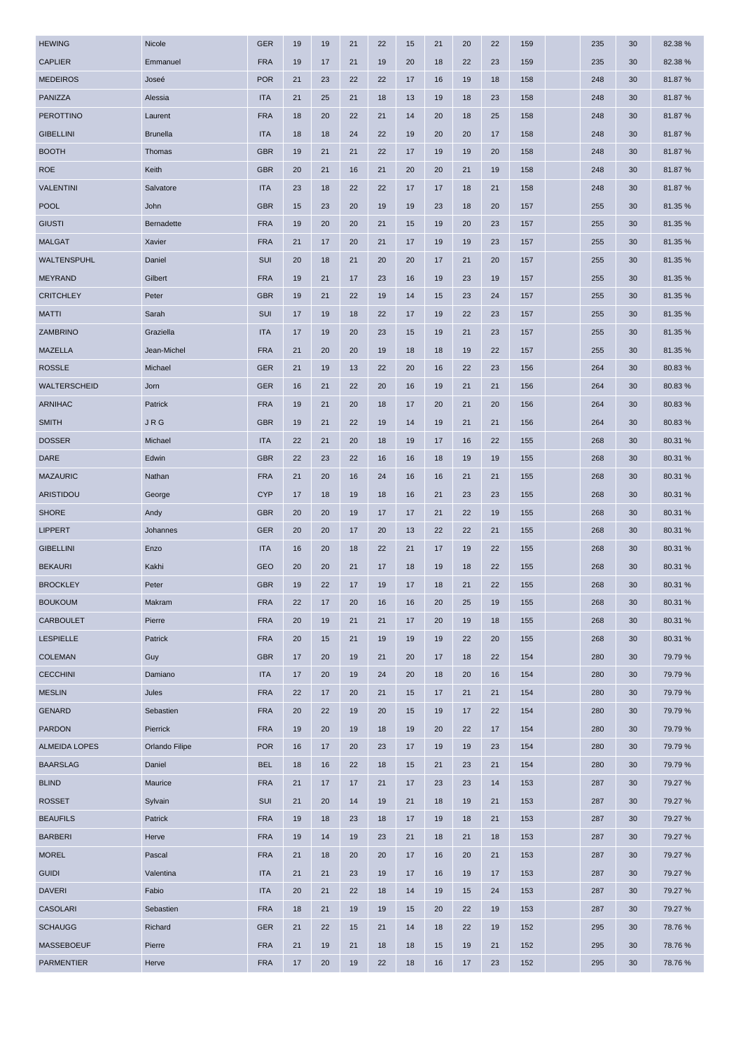| | | | | | | | | | | | | | | | |
|---|---|---|---|---|---|---|---|---|---|---|---|---|---|---|---|
| HEWING | Nicole | GER | 19 | 19 | 21 | 22 | 15 | 21 | 20 | 22 | 159 | | 235 | 30 | 82.38 % |
| CAPLIER | Emmanuel | FRA | 19 | 17 | 21 | 19 | 20 | 18 | 22 | 23 | 159 | | 235 | 30 | 82.38 % |
| MEDEIROS | Joseé | POR | 21 | 23 | 22 | 22 | 17 | 16 | 19 | 18 | 158 | | 248 | 30 | 81.87 % |
| PANIZZA | Alessia | ITA | 21 | 25 | 21 | 18 | 13 | 19 | 18 | 23 | 158 | | 248 | 30 | 81.87 % |
| PEROTTINO | Laurent | FRA | 18 | 20 | 22 | 21 | 14 | 20 | 18 | 25 | 158 | | 248 | 30 | 81.87 % |
| GIBELLINI | Brunella | ITA | 18 | 18 | 24 | 22 | 19 | 20 | 20 | 17 | 158 | | 248 | 30 | 81.87 % |
| BOOTH | Thomas | GBR | 19 | 21 | 21 | 22 | 17 | 19 | 19 | 20 | 158 | | 248 | 30 | 81.87 % |
| ROE | Keith | GBR | 20 | 21 | 16 | 21 | 20 | 20 | 21 | 19 | 158 | | 248 | 30 | 81.87 % |
| VALENTINI | Salvatore | ITA | 23 | 18 | 22 | 22 | 17 | 17 | 18 | 21 | 158 | | 248 | 30 | 81.87 % |
| POOL | John | GBR | 15 | 23 | 20 | 19 | 19 | 23 | 18 | 20 | 157 | | 255 | 30 | 81.35 % |
| GIUSTI | Bernadette | FRA | 19 | 20 | 20 | 21 | 15 | 19 | 20 | 23 | 157 | | 255 | 30 | 81.35 % |
| MALGAT | Xavier | FRA | 21 | 17 | 20 | 21 | 17 | 19 | 19 | 23 | 157 | | 255 | 30 | 81.35 % |
| WALTENSPUHL | Daniel | SUI | 20 | 18 | 21 | 20 | 20 | 17 | 21 | 20 | 157 | | 255 | 30 | 81.35 % |
| MEYRAND | Gilbert | FRA | 19 | 21 | 17 | 23 | 16 | 19 | 23 | 19 | 157 | | 255 | 30 | 81.35 % |
| CRITCHLEY | Peter | GBR | 19 | 21 | 22 | 19 | 14 | 15 | 23 | 24 | 157 | | 255 | 30 | 81.35 % |
| MATTI | Sarah | SUI | 17 | 19 | 18 | 22 | 17 | 19 | 22 | 23 | 157 | | 255 | 30 | 81.35 % |
| ZAMBRINO | Graziella | ITA | 17 | 19 | 20 | 23 | 15 | 19 | 21 | 23 | 157 | | 255 | 30 | 81.35 % |
| MAZELLA | Jean-Michel | FRA | 21 | 20 | 20 | 19 | 18 | 18 | 19 | 22 | 157 | | 255 | 30 | 81.35 % |
| ROSSLE | Michael | GER | 21 | 19 | 13 | 22 | 20 | 16 | 22 | 23 | 156 | | 264 | 30 | 80.83 % |
| WALTERSCHEID | Jorn | GER | 16 | 21 | 22 | 20 | 16 | 19 | 21 | 21 | 156 | | 264 | 30 | 80.83 % |
| ARNIHAC | Patrick | FRA | 19 | 21 | 20 | 18 | 17 | 20 | 21 | 20 | 156 | | 264 | 30 | 80.83 % |
| SMITH | J R G | GBR | 19 | 21 | 22 | 19 | 14 | 19 | 21 | 21 | 156 | | 264 | 30 | 80.83 % |
| DOSSER | Michael | ITA | 22 | 21 | 20 | 18 | 19 | 17 | 16 | 22 | 155 | | 268 | 30 | 80.31 % |
| DARE | Edwin | GBR | 22 | 23 | 22 | 16 | 16 | 18 | 19 | 19 | 155 | | 268 | 30 | 80.31 % |
| MAZAURIC | Nathan | FRA | 21 | 20 | 16 | 24 | 16 | 16 | 21 | 21 | 155 | | 268 | 30 | 80.31 % |
| ARISTIDOU | George | CYP | 17 | 18 | 19 | 18 | 16 | 21 | 23 | 23 | 155 | | 268 | 30 | 80.31 % |
| SHORE | Andy | GBR | 20 | 20 | 19 | 17 | 17 | 21 | 22 | 19 | 155 | | 268 | 30 | 80.31 % |
| LIPPERT | Johannes | GER | 20 | 20 | 17 | 20 | 13 | 22 | 22 | 21 | 155 | | 268 | 30 | 80.31 % |
| GIBELLINI | Enzo | ITA | 16 | 20 | 18 | 22 | 21 | 17 | 19 | 22 | 155 | | 268 | 30 | 80.31 % |
| BEKAURI | Kakhi | GEO | 20 | 20 | 21 | 17 | 18 | 19 | 18 | 22 | 155 | | 268 | 30 | 80.31 % |
| BROCKLEY | Peter | GBR | 19 | 22 | 17 | 19 | 17 | 18 | 21 | 22 | 155 | | 268 | 30 | 80.31 % |
| BOUKOUM | Makram | FRA | 22 | 17 | 20 | 16 | 16 | 20 | 25 | 19 | 155 | | 268 | 30 | 80.31 % |
| CARBOULET | Pierre | FRA | 20 | 19 | 21 | 21 | 17 | 20 | 19 | 18 | 155 | | 268 | 30 | 80.31 % |
| LESPIELLE | Patrick | FRA | 20 | 15 | 21 | 19 | 19 | 19 | 22 | 20 | 155 | | 268 | 30 | 80.31 % |
| COLEMAN | Guy | GBR | 17 | 20 | 19 | 21 | 20 | 17 | 18 | 22 | 154 | | 280 | 30 | 79.79 % |
| CECCHINI | Damiano | ITA | 17 | 20 | 19 | 24 | 20 | 18 | 20 | 16 | 154 | | 280 | 30 | 79.79 % |
| MESLIN | Jules | FRA | 22 | 17 | 20 | 21 | 15 | 17 | 21 | 21 | 154 | | 280 | 30 | 79.79 % |
| GENARD | Sebastien | FRA | 20 | 22 | 19 | 20 | 15 | 19 | 17 | 22 | 154 | | 280 | 30 | 79.79 % |
| PARDON | Pierrick | FRA | 19 | 20 | 19 | 18 | 19 | 20 | 22 | 17 | 154 | | 280 | 30 | 79.79 % |
| ALMEIDA LOPES | Orlando Filipe | POR | 16 | 17 | 20 | 23 | 17 | 19 | 19 | 23 | 154 | | 280 | 30 | 79.79 % |
| BAARSLAG | Daniel | BEL | 18 | 16 | 22 | 18 | 15 | 21 | 23 | 21 | 154 | | 280 | 30 | 79.79 % |
| BLIND | Maurice | FRA | 21 | 17 | 17 | 21 | 17 | 23 | 23 | 14 | 153 | | 287 | 30 | 79.27 % |
| ROSSET | Sylvain | SUI | 21 | 20 | 14 | 19 | 21 | 18 | 19 | 21 | 153 | | 287 | 30 | 79.27 % |
| BEAUFILS | Patrick | FRA | 19 | 18 | 23 | 18 | 17 | 19 | 18 | 21 | 153 | | 287 | 30 | 79.27 % |
| BARBERI | Herve | FRA | 19 | 14 | 19 | 23 | 21 | 18 | 21 | 18 | 153 | | 287 | 30 | 79.27 % |
| MOREL | Pascal | FRA | 21 | 18 | 20 | 20 | 17 | 16 | 20 | 21 | 153 | | 287 | 30 | 79.27 % |
| GUIDI | Valentina | ITA | 21 | 21 | 23 | 19 | 17 | 16 | 19 | 17 | 153 | | 287 | 30 | 79.27 % |
| DAVERI | Fabio | ITA | 20 | 21 | 22 | 18 | 14 | 19 | 15 | 24 | 153 | | 287 | 30 | 79.27 % |
| CASOLARI | Sebastien | FRA | 18 | 21 | 19 | 19 | 15 | 20 | 22 | 19 | 153 | | 287 | 30 | 79.27 % |
| SCHAUGG | Richard | GER | 21 | 22 | 15 | 21 | 14 | 18 | 22 | 19 | 152 | | 295 | 30 | 78.76 % |
| MASSEBOEUF | Pierre | FRA | 21 | 19 | 21 | 18 | 18 | 15 | 19 | 21 | 152 | | 295 | 30 | 78.76 % |
| PARMENTIER | Herve | FRA | 17 | 20 | 19 | 22 | 18 | 16 | 17 | 23 | 152 | | 295 | 30 | 78.76 % |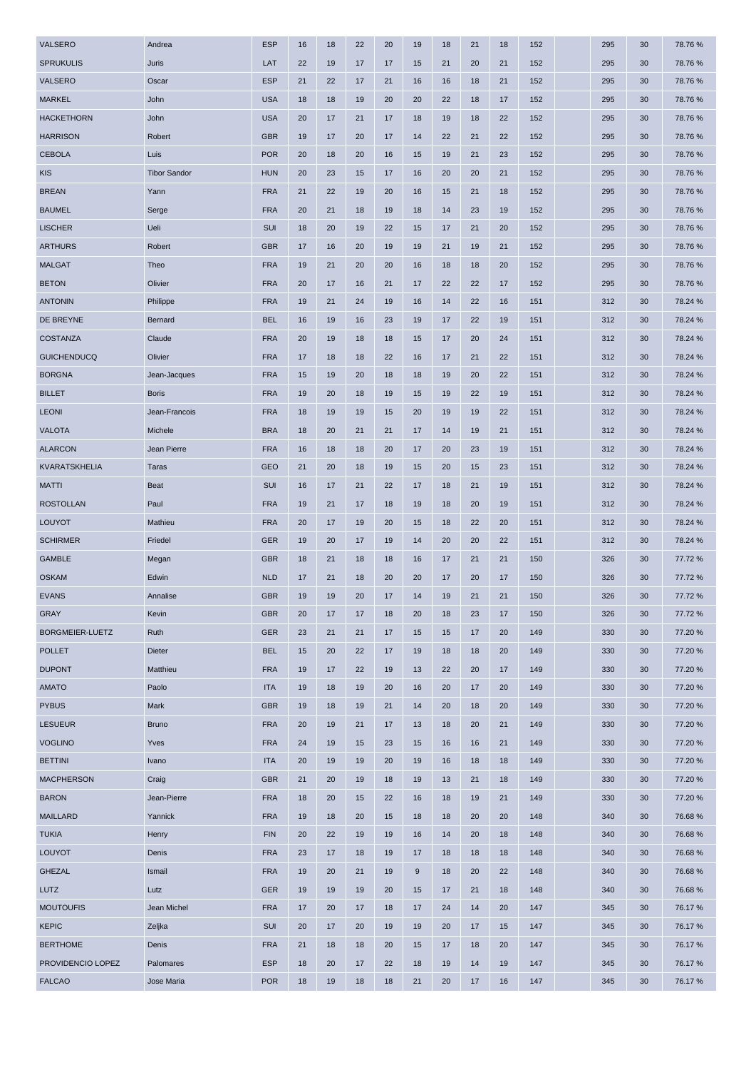| | | | | | | | | | | | | | | | | |
|---|---|---|---|---|---|---|---|---|---|---|---|---|---|---|---|---|
| VALSERO | Andrea | ESP | 16 | 18 | 22 | 20 | 19 | 18 | 21 | 18 | 152 | | 295 | 30 | 78.76 % |
| SPRUKULIS | Juris | LAT | 22 | 19 | 17 | 17 | 15 | 21 | 20 | 21 | 152 | | 295 | 30 | 78.76 % |
| VALSERO | Oscar | ESP | 21 | 22 | 17 | 21 | 16 | 16 | 18 | 21 | 152 | | 295 | 30 | 78.76 % |
| MARKEL | John | USA | 18 | 18 | 19 | 20 | 20 | 22 | 18 | 17 | 152 | | 295 | 30 | 78.76 % |
| HACKETHORN | John | USA | 20 | 17 | 21 | 17 | 18 | 19 | 18 | 22 | 152 | | 295 | 30 | 78.76 % |
| HARRISON | Robert | GBR | 19 | 17 | 20 | 17 | 14 | 22 | 21 | 22 | 152 | | 295 | 30 | 78.76 % |
| CEBOLA | Luis | POR | 20 | 18 | 20 | 16 | 15 | 19 | 21 | 23 | 152 | | 295 | 30 | 78.76 % |
| KIS | Tibor Sandor | HUN | 20 | 23 | 15 | 17 | 16 | 20 | 20 | 21 | 152 | | 295 | 30 | 78.76 % |
| BREAN | Yann | FRA | 21 | 22 | 19 | 20 | 16 | 15 | 21 | 18 | 152 | | 295 | 30 | 78.76 % |
| BAUMEL | Serge | FRA | 20 | 21 | 18 | 19 | 18 | 14 | 23 | 19 | 152 | | 295 | 30 | 78.76 % |
| LISCHER | Ueli | SUI | 18 | 20 | 19 | 22 | 15 | 17 | 21 | 20 | 152 | | 295 | 30 | 78.76 % |
| ARTHURS | Robert | GBR | 17 | 16 | 20 | 19 | 19 | 21 | 19 | 21 | 152 | | 295 | 30 | 78.76 % |
| MALGAT | Theo | FRA | 19 | 21 | 20 | 20 | 16 | 18 | 18 | 20 | 152 | | 295 | 30 | 78.76 % |
| BETON | Olivier | FRA | 20 | 17 | 16 | 21 | 17 | 22 | 22 | 17 | 152 | | 295 | 30 | 78.76 % |
| ANTONIN | Philippe | FRA | 19 | 21 | 24 | 19 | 16 | 14 | 22 | 16 | 151 | | 312 | 30 | 78.24 % |
| DE BREYNE | Bernard | BEL | 16 | 19 | 16 | 23 | 19 | 17 | 22 | 19 | 151 | | 312 | 30 | 78.24 % |
| COSTANZA | Claude | FRA | 20 | 19 | 18 | 18 | 15 | 17 | 20 | 24 | 151 | | 312 | 30 | 78.24 % |
| GUICHENDUCQ | Olivier | FRA | 17 | 18 | 18 | 22 | 16 | 17 | 21 | 22 | 151 | | 312 | 30 | 78.24 % |
| BORGNA | Jean-Jacques | FRA | 15 | 19 | 20 | 18 | 18 | 19 | 20 | 22 | 151 | | 312 | 30 | 78.24 % |
| BILLET | Boris | FRA | 19 | 20 | 18 | 19 | 15 | 19 | 22 | 19 | 151 | | 312 | 30 | 78.24 % |
| LEONI | Jean-Francois | FRA | 18 | 19 | 19 | 15 | 20 | 19 | 19 | 22 | 151 | | 312 | 30 | 78.24 % |
| VALOTA | Michele | BRA | 18 | 20 | 21 | 21 | 17 | 14 | 19 | 21 | 151 | | 312 | 30 | 78.24 % |
| ALARCON | Jean Pierre | FRA | 16 | 18 | 18 | 20 | 17 | 20 | 23 | 19 | 151 | | 312 | 30 | 78.24 % |
| KVARATSKHELIA | Taras | GEO | 21 | 20 | 18 | 19 | 15 | 20 | 15 | 23 | 151 | | 312 | 30 | 78.24 % |
| MATTI | Beat | SUI | 16 | 17 | 21 | 22 | 17 | 18 | 21 | 19 | 151 | | 312 | 30 | 78.24 % |
| ROSTOLLAN | Paul | FRA | 19 | 21 | 17 | 18 | 19 | 18 | 20 | 19 | 151 | | 312 | 30 | 78.24 % |
| LOUYOT | Mathieu | FRA | 20 | 17 | 19 | 20 | 15 | 18 | 22 | 20 | 151 | | 312 | 30 | 78.24 % |
| SCHIRMER | Friedel | GER | 19 | 20 | 17 | 19 | 14 | 20 | 20 | 22 | 151 | | 312 | 30 | 78.24 % |
| GAMBLE | Megan | GBR | 18 | 21 | 18 | 18 | 16 | 17 | 21 | 21 | 150 | | 326 | 30 | 77.72 % |
| OSKAM | Edwin | NLD | 17 | 21 | 18 | 20 | 20 | 17 | 20 | 17 | 150 | | 326 | 30 | 77.72 % |
| EVANS | Annalise | GBR | 19 | 19 | 20 | 17 | 14 | 19 | 21 | 21 | 150 | | 326 | 30 | 77.72 % |
| GRAY | Kevin | GBR | 20 | 17 | 17 | 18 | 20 | 18 | 23 | 17 | 150 | | 326 | 30 | 77.72 % |
| BORGMEIER-LUETZ | Ruth | GER | 23 | 21 | 21 | 17 | 15 | 15 | 17 | 20 | 149 | | 330 | 30 | 77.20 % |
| POLLET | Dieter | BEL | 15 | 20 | 22 | 17 | 19 | 18 | 18 | 20 | 149 | | 330 | 30 | 77.20 % |
| DUPONT | Matthieu | FRA | 19 | 17 | 22 | 19 | 13 | 22 | 20 | 17 | 149 | | 330 | 30 | 77.20 % |
| AMATO | Paolo | ITA | 19 | 18 | 19 | 20 | 16 | 20 | 17 | 20 | 149 | | 330 | 30 | 77.20 % |
| PYBUS | Mark | GBR | 19 | 18 | 19 | 21 | 14 | 20 | 18 | 20 | 149 | | 330 | 30 | 77.20 % |
| LESUEUR | Bruno | FRA | 20 | 19 | 21 | 17 | 13 | 18 | 20 | 21 | 149 | | 330 | 30 | 77.20 % |
| VOGLINO | Yves | FRA | 24 | 19 | 15 | 23 | 15 | 16 | 16 | 21 | 149 | | 330 | 30 | 77.20 % |
| BETTINI | Ivano | ITA | 20 | 19 | 19 | 20 | 19 | 16 | 18 | 18 | 149 | | 330 | 30 | 77.20 % |
| MACPHERSON | Craig | GBR | 21 | 20 | 19 | 18 | 19 | 13 | 21 | 18 | 149 | | 330 | 30 | 77.20 % |
| BARON | Jean-Pierre | FRA | 18 | 20 | 15 | 22 | 16 | 18 | 19 | 21 | 149 | | 330 | 30 | 77.20 % |
| MAILLARD | Yannick | FRA | 19 | 18 | 20 | 15 | 18 | 18 | 20 | 20 | 148 | | 340 | 30 | 76.68 % |
| TUKIA | Henry | FIN | 20 | 22 | 19 | 19 | 16 | 14 | 20 | 18 | 148 | | 340 | 30 | 76.68 % |
| LOUYOT | Denis | FRA | 23 | 17 | 18 | 19 | 17 | 18 | 18 | 18 | 148 | | 340 | 30 | 76.68 % |
| GHEZAL | Ismail | FRA | 19 | 20 | 21 | 19 | 9 | 18 | 20 | 22 | 148 | | 340 | 30 | 76.68 % |
| LUTZ | Lutz | GER | 19 | 19 | 19 | 20 | 15 | 17 | 21 | 18 | 148 | | 340 | 30 | 76.68 % |
| MOUTOUFIS | Jean Michel | FRA | 17 | 20 | 17 | 18 | 17 | 24 | 14 | 20 | 147 | | 345 | 30 | 76.17 % |
| KEPIC | Zeljka | SUI | 20 | 17 | 20 | 19 | 19 | 20 | 17 | 15 | 147 | | 345 | 30 | 76.17 % |
| BERTHOME | Denis | FRA | 21 | 18 | 18 | 20 | 15 | 17 | 18 | 20 | 147 | | 345 | 30 | 76.17 % |
| PROVIDENCIO LOPEZ | Palomares | ESP | 18 | 20 | 17 | 22 | 18 | 19 | 14 | 19 | 147 | | 345 | 30 | 76.17 % |
| FALCAO | Jose Maria | POR | 18 | 19 | 18 | 18 | 21 | 20 | 17 | 16 | 147 | | 345 | 30 | 76.17 % |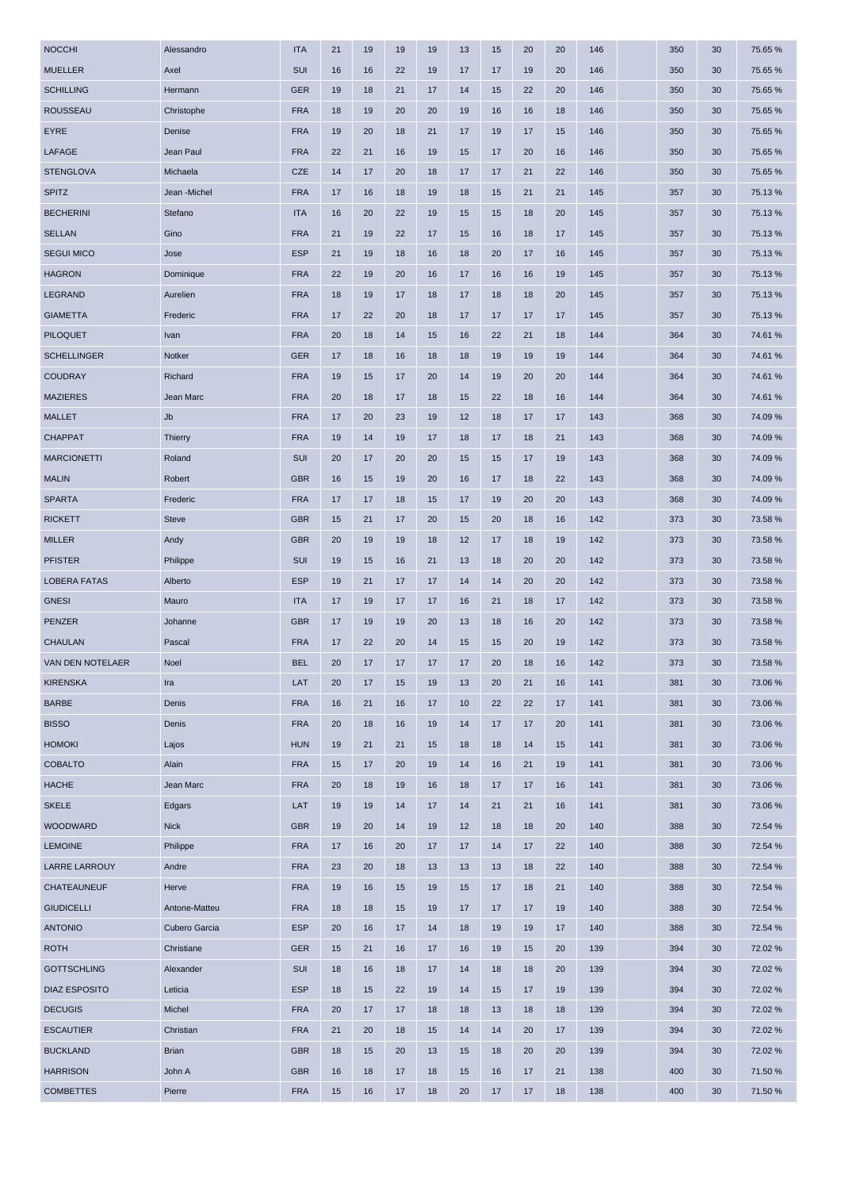| NOCCHI | Alessandro | ITA | 21 | 19 | 19 | 19 | 13 | 15 | 20 | 20 | 146 | | 350 | 30 | 75.65 % |
|---|---|---|---|---|---|---|---|---|---|---|---|---|---|---|---|
| MUELLER | Axel | SUI | 16 | 16 | 22 | 19 | 17 | 17 | 19 | 20 | 146 | | 350 | 30 | 75.65 % |
| SCHILLING | Hermann | GER | 19 | 18 | 21 | 17 | 14 | 15 | 22 | 20 | 146 | | 350 | 30 | 75.65 % |
| ROUSSEAU | Christophe | FRA | 18 | 19 | 20 | 20 | 19 | 16 | 16 | 18 | 146 | | 350 | 30 | 75.65 % |
| EYRE | Denise | FRA | 19 | 20 | 18 | 21 | 17 | 19 | 17 | 15 | 146 | | 350 | 30 | 75.65 % |
| LAFAGE | Jean Paul | FRA | 22 | 21 | 16 | 19 | 15 | 17 | 20 | 16 | 146 | | 350 | 30 | 75.65 % |
| STENGLOVA | Michaela | CZE | 14 | 17 | 20 | 18 | 17 | 17 | 21 | 22 | 146 | | 350 | 30 | 75.65 % |
| SPITZ | Jean -Michel | FRA | 17 | 16 | 18 | 19 | 18 | 15 | 21 | 21 | 145 | | 357 | 30 | 75.13 % |
| BECHERINI | Stefano | ITA | 16 | 20 | 22 | 19 | 15 | 15 | 18 | 20 | 145 | | 357 | 30 | 75.13 % |
| SELLAN | Gino | FRA | 21 | 19 | 22 | 17 | 15 | 16 | 18 | 17 | 145 | | 357 | 30 | 75.13 % |
| SEGUI MICO | Jose | ESP | 21 | 19 | 18 | 16 | 18 | 20 | 17 | 16 | 145 | | 357 | 30 | 75.13 % |
| HAGRON | Dominique | FRA | 22 | 19 | 20 | 16 | 17 | 16 | 16 | 19 | 145 | | 357 | 30 | 75.13 % |
| LEGRAND | Aurelien | FRA | 18 | 19 | 17 | 18 | 17 | 18 | 18 | 20 | 145 | | 357 | 30 | 75.13 % |
| GIAMETTA | Frederic | FRA | 17 | 22 | 20 | 18 | 17 | 17 | 17 | 17 | 145 | | 357 | 30 | 75.13 % |
| PILOQUET | Ivan | FRA | 20 | 18 | 14 | 15 | 16 | 22 | 21 | 18 | 144 | | 364 | 30 | 74.61 % |
| SCHELLINGER | Notker | GER | 17 | 18 | 16 | 18 | 18 | 19 | 19 | 19 | 144 | | 364 | 30 | 74.61 % |
| COUDRAY | Richard | FRA | 19 | 15 | 17 | 20 | 14 | 19 | 20 | 20 | 144 | | 364 | 30 | 74.61 % |
| MAZIERES | Jean Marc | FRA | 20 | 18 | 17 | 18 | 15 | 22 | 18 | 16 | 144 | | 364 | 30 | 74.61 % |
| MALLET | Jb | FRA | 17 | 20 | 23 | 19 | 12 | 18 | 17 | 17 | 143 | | 368 | 30 | 74.09 % |
| CHAPPAT | Thierry | FRA | 19 | 14 | 19 | 17 | 18 | 17 | 18 | 21 | 143 | | 368 | 30 | 74.09 % |
| MARCIONETTI | Roland | SUI | 20 | 17 | 20 | 20 | 15 | 15 | 17 | 19 | 143 | | 368 | 30 | 74.09 % |
| MALIN | Robert | GBR | 16 | 15 | 19 | 20 | 16 | 17 | 18 | 22 | 143 | | 368 | 30 | 74.09 % |
| SPARTA | Frederic | FRA | 17 | 17 | 18 | 15 | 17 | 19 | 20 | 20 | 143 | | 368 | 30 | 74.09 % |
| RICKETT | Steve | GBR | 15 | 21 | 17 | 20 | 15 | 20 | 18 | 16 | 142 | | 373 | 30 | 73.58 % |
| MILLER | Andy | GBR | 20 | 19 | 19 | 18 | 12 | 17 | 18 | 19 | 142 | | 373 | 30 | 73.58 % |
| PFISTER | Philippe | SUI | 19 | 15 | 16 | 21 | 13 | 18 | 20 | 20 | 142 | | 373 | 30 | 73.58 % |
| LOBERA FATAS | Alberto | ESP | 19 | 21 | 17 | 17 | 14 | 14 | 20 | 20 | 142 | | 373 | 30 | 73.58 % |
| GNESI | Mauro | ITA | 17 | 19 | 17 | 17 | 16 | 21 | 18 | 17 | 142 | | 373 | 30 | 73.58 % |
| PENZER | Johanne | GBR | 17 | 19 | 19 | 20 | 13 | 18 | 16 | 20 | 142 | | 373 | 30 | 73.58 % |
| CHAULAN | Pascal | FRA | 17 | 22 | 20 | 14 | 15 | 15 | 20 | 19 | 142 | | 373 | 30 | 73.58 % |
| VAN DEN NOTELAER | Noel | BEL | 20 | 17 | 17 | 17 | 17 | 20 | 18 | 16 | 142 | | 373 | 30 | 73.58 % |
| KIRENSKA | Ira | LAT | 20 | 17 | 15 | 19 | 13 | 20 | 21 | 16 | 141 | | 381 | 30 | 73.06 % |
| BARBE | Denis | FRA | 16 | 21 | 16 | 17 | 10 | 22 | 22 | 17 | 141 | | 381 | 30 | 73.06 % |
| BISSO | Denis | FRA | 20 | 18 | 16 | 19 | 14 | 17 | 17 | 20 | 141 | | 381 | 30 | 73.06 % |
| HOMOKI | Lajos | HUN | 19 | 21 | 21 | 15 | 18 | 18 | 14 | 15 | 141 | | 381 | 30 | 73.06 % |
| COBALTO | Alain | FRA | 15 | 17 | 20 | 19 | 14 | 16 | 21 | 19 | 141 | | 381 | 30 | 73.06 % |
| HACHE | Jean Marc | FRA | 20 | 18 | 19 | 16 | 18 | 17 | 17 | 16 | 141 | | 381 | 30 | 73.06 % |
| SKELE | Edgars | LAT | 19 | 19 | 14 | 17 | 14 | 21 | 21 | 16 | 141 | | 381 | 30 | 73.06 % |
| WOODWARD | Nick | GBR | 19 | 20 | 14 | 19 | 12 | 18 | 18 | 20 | 140 | | 388 | 30 | 72.54 % |
| LEMOINE | Philippe | FRA | 17 | 16 | 20 | 17 | 17 | 14 | 17 | 22 | 140 | | 388 | 30 | 72.54 % |
| LARRE LARROUY | Andre | FRA | 23 | 20 | 18 | 13 | 13 | 13 | 18 | 22 | 140 | | 388 | 30 | 72.54 % |
| CHATEAUNEUF | Herve | FRA | 19 | 16 | 15 | 19 | 15 | 17 | 18 | 21 | 140 | | 388 | 30 | 72.54 % |
| GIUDICELLI | Antone-Matteu | FRA | 18 | 18 | 15 | 19 | 17 | 17 | 17 | 19 | 140 | | 388 | 30 | 72.54 % |
| ANTONIO | Cubero Garcia | ESP | 20 | 16 | 17 | 14 | 18 | 19 | 19 | 17 | 140 | | 388 | 30 | 72.54 % |
| ROTH | Christiane | GER | 15 | 21 | 16 | 17 | 16 | 19 | 15 | 20 | 139 | | 394 | 30 | 72.02 % |
| GOTTSCHLING | Alexander | SUI | 18 | 16 | 18 | 17 | 14 | 18 | 18 | 20 | 139 | | 394 | 30 | 72.02 % |
| DIAZ ESPOSITO | Leticia | ESP | 18 | 15 | 22 | 19 | 14 | 15 | 17 | 19 | 139 | | 394 | 30 | 72.02 % |
| DECUGIS | Michel | FRA | 20 | 17 | 17 | 18 | 18 | 13 | 18 | 18 | 139 | | 394 | 30 | 72.02 % |
| ESCAUTIER | Christian | FRA | 21 | 20 | 18 | 15 | 14 | 14 | 20 | 17 | 139 | | 394 | 30 | 72.02 % |
| BUCKLAND | Brian | GBR | 18 | 15 | 20 | 13 | 15 | 18 | 20 | 20 | 139 | | 394 | 30 | 72.02 % |
| HARRISON | John A | GBR | 16 | 18 | 17 | 18 | 15 | 16 | 17 | 21 | 138 | | 400 | 30 | 71.50 % |
| COMBETTES | Pierre | FRA | 15 | 16 | 17 | 18 | 20 | 17 | 17 | 18 | 138 | | 400 | 30 | 71.50 % |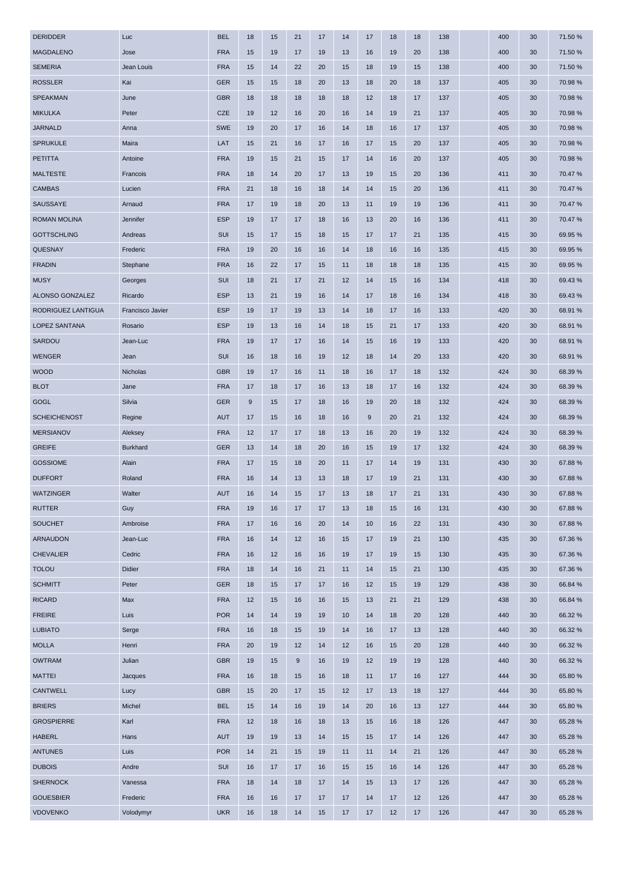| | | | | | | | | | | | | | | | | |
|---|---|---|---|---|---|---|---|---|---|---|---|---|---|---|---|---|
| DERIDDER | Luc | BEL | 18 | 15 | 21 | 17 | 14 | 17 | 18 | 18 | 138 | | 400 | 30 | 71.50 % |
| MAGDALENO | Jose | FRA | 15 | 19 | 17 | 19 | 13 | 16 | 19 | 20 | 138 | | 400 | 30 | 71.50 % |
| SEMERIA | Jean Louis | FRA | 15 | 14 | 22 | 20 | 15 | 18 | 19 | 15 | 138 | | 400 | 30 | 71.50 % |
| ROSSLER | Kai | GER | 15 | 15 | 18 | 20 | 13 | 18 | 20 | 18 | 137 | | 405 | 30 | 70.98 % |
| SPEAKMAN | June | GBR | 18 | 18 | 18 | 18 | 18 | 12 | 18 | 17 | 137 | | 405 | 30 | 70.98 % |
| MIKULKA | Peter | CZE | 19 | 12 | 16 | 20 | 16 | 14 | 19 | 21 | 137 | | 405 | 30 | 70.98 % |
| JARNALD | Anna | SWE | 19 | 20 | 17 | 16 | 14 | 18 | 16 | 17 | 137 | | 405 | 30 | 70.98 % |
| SPRUKULE | Maira | LAT | 15 | 21 | 16 | 17 | 16 | 17 | 15 | 20 | 137 | | 405 | 30 | 70.98 % |
| PETITTA | Antoine | FRA | 19 | 15 | 21 | 15 | 17 | 14 | 16 | 20 | 137 | | 405 | 30 | 70.98 % |
| MALTESTE | Francois | FRA | 18 | 14 | 20 | 17 | 13 | 19 | 15 | 20 | 136 | | 411 | 30 | 70.47 % |
| CAMBAS | Lucien | FRA | 21 | 18 | 16 | 18 | 14 | 14 | 15 | 20 | 136 | | 411 | 30 | 70.47 % |
| SAUSSAYE | Arnaud | FRA | 17 | 19 | 18 | 20 | 13 | 11 | 19 | 19 | 136 | | 411 | 30 | 70.47 % |
| ROMAN MOLINA | Jennifer | ESP | 19 | 17 | 17 | 18 | 16 | 13 | 20 | 16 | 136 | | 411 | 30 | 70.47 % |
| GOTTSCHLING | Andreas | SUI | 15 | 17 | 15 | 18 | 15 | 17 | 17 | 21 | 135 | | 415 | 30 | 69.95 % |
| QUESNAY | Frederic | FRA | 19 | 20 | 16 | 16 | 14 | 18 | 16 | 16 | 135 | | 415 | 30 | 69.95 % |
| FRADIN | Stephane | FRA | 16 | 22 | 17 | 15 | 11 | 18 | 18 | 18 | 135 | | 415 | 30 | 69.95 % |
| MUSY | Georges | SUI | 18 | 21 | 17 | 21 | 12 | 14 | 15 | 16 | 134 | | 418 | 30 | 69.43 % |
| ALONSO GONZALEZ | Ricardo | ESP | 13 | 21 | 19 | 16 | 14 | 17 | 18 | 16 | 134 | | 418 | 30 | 69.43 % |
| RODRIGUEZ LANTIGUA | Francisco Javier | ESP | 19 | 17 | 19 | 13 | 14 | 18 | 17 | 16 | 133 | | 420 | 30 | 68.91 % |
| LOPEZ SANTANA | Rosario | ESP | 19 | 13 | 16 | 14 | 18 | 15 | 21 | 17 | 133 | | 420 | 30 | 68.91 % |
| SARDOU | Jean-Luc | FRA | 19 | 17 | 17 | 16 | 14 | 15 | 16 | 19 | 133 | | 420 | 30 | 68.91 % |
| WENGER | Jean | SUI | 16 | 18 | 16 | 19 | 12 | 18 | 14 | 20 | 133 | | 420 | 30 | 68.91 % |
| WOOD | Nicholas | GBR | 19 | 17 | 16 | 11 | 18 | 16 | 17 | 18 | 132 | | 424 | 30 | 68.39 % |
| BLOT | Jane | FRA | 17 | 18 | 17 | 16 | 13 | 18 | 17 | 16 | 132 | | 424 | 30 | 68.39 % |
| GOGL | Silvia | GER | 9 | 15 | 17 | 18 | 16 | 19 | 20 | 18 | 132 | | 424 | 30 | 68.39 % |
| SCHEICHENOST | Regine | AUT | 17 | 15 | 16 | 18 | 16 | 9 | 20 | 21 | 132 | | 424 | 30 | 68.39 % |
| MERSIANOV | Aleksey | FRA | 12 | 17 | 17 | 18 | 13 | 16 | 20 | 19 | 132 | | 424 | 30 | 68.39 % |
| GREIFE | Burkhard | GER | 13 | 14 | 18 | 20 | 16 | 15 | 19 | 17 | 132 | | 424 | 30 | 68.39 % |
| GOSSIOME | Alain | FRA | 17 | 15 | 18 | 20 | 11 | 17 | 14 | 19 | 131 | | 430 | 30 | 67.88 % |
| DUFFORT | Roland | FRA | 16 | 14 | 13 | 13 | 18 | 17 | 19 | 21 | 131 | | 430 | 30 | 67.88 % |
| WATZINGER | Walter | AUT | 16 | 14 | 15 | 17 | 13 | 18 | 17 | 21 | 131 | | 430 | 30 | 67.88 % |
| RUTTER | Guy | FRA | 19 | 16 | 17 | 17 | 13 | 18 | 15 | 16 | 131 | | 430 | 30 | 67.88 % |
| SOUCHET | Ambroise | FRA | 17 | 16 | 16 | 20 | 14 | 10 | 16 | 22 | 131 | | 430 | 30 | 67.88 % |
| ARNAUDON | Jean-Luc | FRA | 16 | 14 | 12 | 16 | 15 | 17 | 19 | 21 | 130 | | 435 | 30 | 67.36 % |
| CHEVALIER | Cedric | FRA | 16 | 12 | 16 | 16 | 19 | 17 | 19 | 15 | 130 | | 435 | 30 | 67.36 % |
| TOLOU | Didier | FRA | 18 | 14 | 16 | 21 | 11 | 14 | 15 | 21 | 130 | | 435 | 30 | 67.36 % |
| SCHMITT | Peter | GER | 18 | 15 | 17 | 17 | 16 | 12 | 15 | 19 | 129 | | 438 | 30 | 66.84 % |
| RICARD | Max | FRA | 12 | 15 | 16 | 16 | 15 | 13 | 21 | 21 | 129 | | 438 | 30 | 66.84 % |
| FREIRE | Luis | POR | 14 | 14 | 19 | 19 | 10 | 14 | 18 | 20 | 128 | | 440 | 30 | 66.32 % |
| LUBIATO | Serge | FRA | 16 | 18 | 15 | 19 | 14 | 16 | 17 | 13 | 128 | | 440 | 30 | 66.32 % |
| MOLLA | Henri | FRA | 20 | 19 | 12 | 14 | 12 | 16 | 15 | 20 | 128 | | 440 | 30 | 66.32 % |
| OWTRAM | Julian | GBR | 19 | 15 | 9 | 16 | 19 | 12 | 19 | 19 | 128 | | 440 | 30 | 66.32 % |
| MATTEI | Jacques | FRA | 16 | 18 | 15 | 16 | 18 | 11 | 17 | 16 | 127 | | 444 | 30 | 65.80 % |
| CANTWELL | Lucy | GBR | 15 | 20 | 17 | 15 | 12 | 17 | 13 | 18 | 127 | | 444 | 30 | 65.80 % |
| BRIERS | Michel | BEL | 15 | 14 | 16 | 19 | 14 | 20 | 16 | 13 | 127 | | 444 | 30 | 65.80 % |
| GROSPIERRE | Karl | FRA | 12 | 18 | 16 | 18 | 13 | 15 | 16 | 18 | 126 | | 447 | 30 | 65.28 % |
| HABERL | Hans | AUT | 19 | 19 | 13 | 14 | 15 | 15 | 17 | 14 | 126 | | 447 | 30 | 65.28 % |
| ANTUNES | Luis | POR | 14 | 21 | 15 | 19 | 11 | 11 | 14 | 21 | 126 | | 447 | 30 | 65.28 % |
| DUBOIS | Andre | SUI | 16 | 17 | 17 | 16 | 15 | 15 | 16 | 14 | 126 | | 447 | 30 | 65.28 % |
| SHERNOCK | Vanessa | FRA | 18 | 14 | 18 | 17 | 14 | 15 | 13 | 17 | 126 | | 447 | 30 | 65.28 % |
| GOUESBIER | Frederic | FRA | 16 | 16 | 17 | 17 | 17 | 14 | 17 | 12 | 126 | | 447 | 30 | 65.28 % |
| VDOVENKO | Volodymyr | UKR | 16 | 18 | 14 | 15 | 17 | 17 | 12 | 17 | 126 | | 447 | 30 | 65.28 % |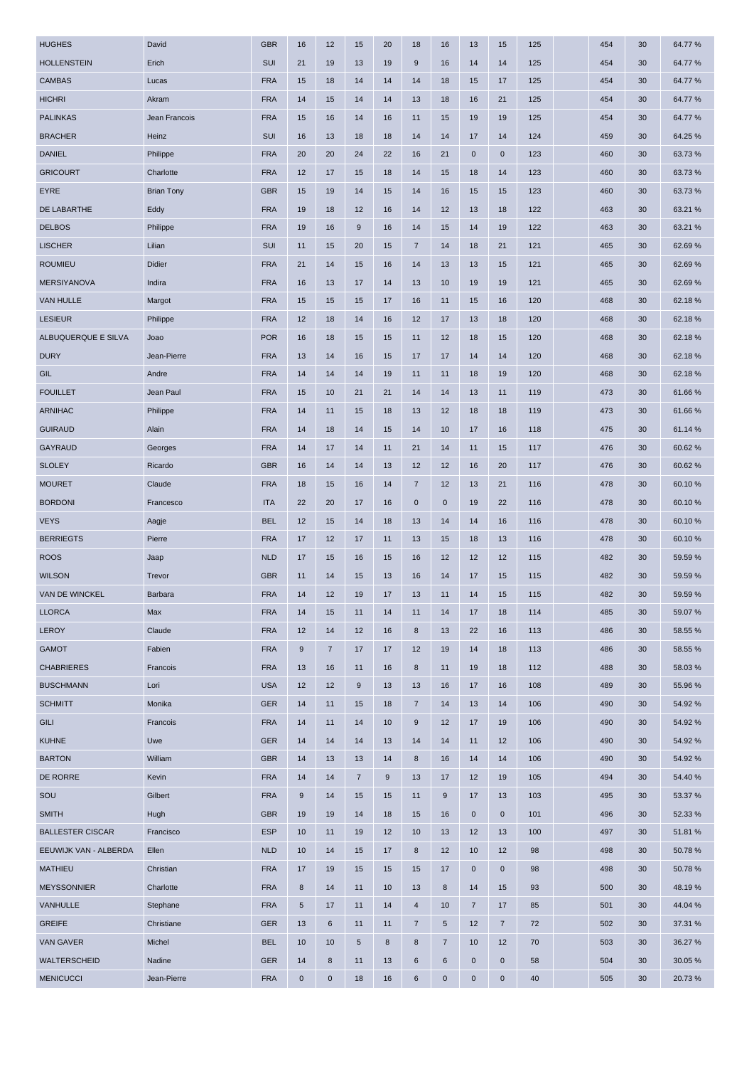| | | | | | | | | | | | | | | | |
|---|---|---|---|---|---|---|---|---|---|---|---|---|---|---|---|
| HUGHES | David | GBR | 16 | 12 | 15 | 20 | 18 | 16 | 13 | 15 | 125 | | 454 | 30 | 64.77 % |
| HOLLENSTEIN | Erich | SUI | 21 | 19 | 13 | 19 | 9 | 16 | 14 | 14 | 125 | | 454 | 30 | 64.77 % |
| CAMBAS | Lucas | FRA | 15 | 18 | 14 | 14 | 14 | 18 | 15 | 17 | 125 | | 454 | 30 | 64.77 % |
| HICHRI | Akram | FRA | 14 | 15 | 14 | 14 | 13 | 18 | 16 | 21 | 125 | | 454 | 30 | 64.77 % |
| PALINKAS | Jean Francois | FRA | 15 | 16 | 14 | 16 | 11 | 15 | 19 | 19 | 125 | | 454 | 30 | 64.77 % |
| BRACHER | Heinz | SUI | 16 | 13 | 18 | 18 | 14 | 14 | 17 | 14 | 124 | | 459 | 30 | 64.25 % |
| DANIEL | Philippe | FRA | 20 | 20 | 24 | 22 | 16 | 21 | 0 | 0 | 123 | | 460 | 30 | 63.73 % |
| GRICOURT | Charlotte | FRA | 12 | 17 | 15 | 18 | 14 | 15 | 18 | 14 | 123 | | 460 | 30 | 63.73 % |
| EYRE | Brian Tony | GBR | 15 | 19 | 14 | 15 | 14 | 16 | 15 | 15 | 123 | | 460 | 30 | 63.73 % |
| DE LABARTHE | Eddy | FRA | 19 | 18 | 12 | 16 | 14 | 12 | 13 | 18 | 122 | | 463 | 30 | 63.21 % |
| DELBOS | Philippe | FRA | 19 | 16 | 9 | 16 | 14 | 15 | 14 | 19 | 122 | | 463 | 30 | 63.21 % |
| LISCHER | Lilian | SUI | 11 | 15 | 20 | 15 | 7 | 14 | 18 | 21 | 121 | | 465 | 30 | 62.69 % |
| ROUMIEU | Didier | FRA | 21 | 14 | 15 | 16 | 14 | 13 | 13 | 15 | 121 | | 465 | 30 | 62.69 % |
| MERSIYANOVA | Indira | FRA | 16 | 13 | 17 | 14 | 13 | 10 | 19 | 19 | 121 | | 465 | 30 | 62.69 % |
| VAN HULLE | Margot | FRA | 15 | 15 | 15 | 17 | 16 | 11 | 15 | 16 | 120 | | 468 | 30 | 62.18 % |
| LESIEUR | Philippe | FRA | 12 | 18 | 14 | 16 | 12 | 17 | 13 | 18 | 120 | | 468 | 30 | 62.18 % |
| ALBUQUERQUE E SILVA | Joao | POR | 16 | 18 | 15 | 15 | 11 | 12 | 18 | 15 | 120 | | 468 | 30 | 62.18 % |
| DURY | Jean-Pierre | FRA | 13 | 14 | 16 | 15 | 17 | 17 | 14 | 14 | 120 | | 468 | 30 | 62.18 % |
| GIL | Andre | FRA | 14 | 14 | 14 | 19 | 11 | 11 | 18 | 19 | 120 | | 468 | 30 | 62.18 % |
| FOUILLET | Jean Paul | FRA | 15 | 10 | 21 | 21 | 14 | 14 | 13 | 11 | 119 | | 473 | 30 | 61.66 % |
| ARNIHAC | Philippe | FRA | 14 | 11 | 15 | 18 | 13 | 12 | 18 | 18 | 119 | | 473 | 30 | 61.66 % |
| GUIRAUD | Alain | FRA | 14 | 18 | 14 | 15 | 14 | 10 | 17 | 16 | 118 | | 475 | 30 | 61.14 % |
| GAYRAUD | Georges | FRA | 14 | 17 | 14 | 11 | 21 | 14 | 11 | 15 | 117 | | 476 | 30 | 60.62 % |
| SLOLEY | Ricardo | GBR | 16 | 14 | 14 | 13 | 12 | 12 | 16 | 20 | 117 | | 476 | 30 | 60.62 % |
| MOURET | Claude | FRA | 18 | 15 | 16 | 14 | 7 | 12 | 13 | 21 | 116 | | 478 | 30 | 60.10 % |
| BORDONI | Francesco | ITA | 22 | 20 | 17 | 16 | 0 | 0 | 19 | 22 | 116 | | 478 | 30 | 60.10 % |
| VEYS | Aagje | BEL | 12 | 15 | 14 | 18 | 13 | 14 | 14 | 16 | 116 | | 478 | 30 | 60.10 % |
| BERRIEGTS | Pierre | FRA | 17 | 12 | 17 | 11 | 13 | 15 | 18 | 13 | 116 | | 478 | 30 | 60.10 % |
| ROOS | Jaap | NLD | 17 | 15 | 16 | 15 | 16 | 12 | 12 | 12 | 115 | | 482 | 30 | 59.59 % |
| WILSON | Trevor | GBR | 11 | 14 | 15 | 13 | 16 | 14 | 17 | 15 | 115 | | 482 | 30 | 59.59 % |
| VAN DE WINCKEL | Barbara | FRA | 14 | 12 | 19 | 17 | 13 | 11 | 14 | 15 | 115 | | 482 | 30 | 59.59 % |
| LLORCA | Max | FRA | 14 | 15 | 11 | 14 | 11 | 14 | 17 | 18 | 114 | | 485 | 30 | 59.07 % |
| LEROY | Claude | FRA | 12 | 14 | 12 | 16 | 8 | 13 | 22 | 16 | 113 | | 486 | 30 | 58.55 % |
| GAMOT | Fabien | FRA | 9 | 7 | 17 | 17 | 12 | 19 | 14 | 18 | 113 | | 486 | 30 | 58.55 % |
| CHABRIERES | Francois | FRA | 13 | 16 | 11 | 16 | 8 | 11 | 19 | 18 | 112 | | 488 | 30 | 58.03 % |
| BUSCHMANN | Lori | USA | 12 | 12 | 9 | 13 | 13 | 16 | 17 | 16 | 108 | | 489 | 30 | 55.96 % |
| SCHMITT | Monika | GER | 14 | 11 | 15 | 18 | 7 | 14 | 13 | 14 | 106 | | 490 | 30 | 54.92 % |
| GILI | Francois | FRA | 14 | 11 | 14 | 10 | 9 | 12 | 17 | 19 | 106 | | 490 | 30 | 54.92 % |
| KUHNE | Uwe | GER | 14 | 14 | 14 | 13 | 14 | 14 | 11 | 12 | 106 | | 490 | 30 | 54.92 % |
| BARTON | William | GBR | 14 | 13 | 13 | 14 | 8 | 16 | 14 | 14 | 106 | | 490 | 30 | 54.92 % |
| DE RORRE | Kevin | FRA | 14 | 14 | 7 | 9 | 13 | 17 | 12 | 19 | 105 | | 494 | 30 | 54.40 % |
| SOU | Gilbert | FRA | 9 | 14 | 15 | 15 | 11 | 9 | 17 | 13 | 103 | | 495 | 30 | 53.37 % |
| SMITH | Hugh | GBR | 19 | 19 | 14 | 18 | 15 | 16 | 0 | 0 | 101 | | 496 | 30 | 52.33 % |
| BALLESTER CISCAR | Francisco | ESP | 10 | 11 | 19 | 12 | 10 | 13 | 12 | 13 | 100 | | 497 | 30 | 51.81 % |
| EEUWIJK VAN - ALBERDA | Ellen | NLD | 10 | 14 | 15 | 17 | 8 | 12 | 10 | 12 | 98 | | 498 | 30 | 50.78 % |
| MATHIEU | Christian | FRA | 17 | 19 | 15 | 15 | 15 | 17 | 0 | 0 | 98 | | 498 | 30 | 50.78 % |
| MEYSSONNIER | Charlotte | FRA | 8 | 14 | 11 | 10 | 13 | 8 | 14 | 15 | 93 | | 500 | 30 | 48.19 % |
| VANHULLE | Stephane | FRA | 5 | 17 | 11 | 14 | 4 | 10 | 7 | 17 | 85 | | 501 | 30 | 44.04 % |
| GREIFE | Christiane | GER | 13 | 6 | 11 | 11 | 7 | 5 | 12 | 7 | 72 | | 502 | 30 | 37.31 % |
| VAN GAVER | Michel | BEL | 10 | 10 | 5 | 8 | 8 | 7 | 10 | 12 | 70 | | 503 | 30 | 36.27 % |
| WALTERSCHEID | Nadine | GER | 14 | 8 | 11 | 13 | 6 | 6 | 0 | 0 | 58 | | 504 | 30 | 30.05 % |
| MENICUCCI | Jean-Pierre | FRA | 0 | 0 | 18 | 16 | 6 | 0 | 0 | 0 | 40 | | 505 | 30 | 20.73 % |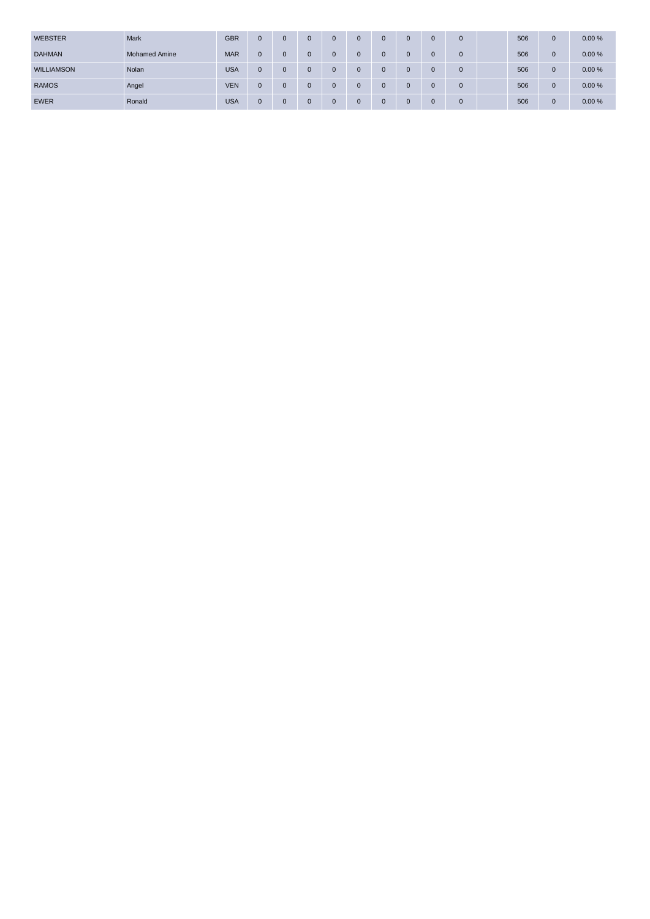| | | | | | | | | | | | | | | | |
|---|---|---|---|---|---|---|---|---|---|---|---|---|---|---|---|
| WEBSTER | Mark | GBR | 0 | 0 | 0 | 0 | 0 | 0 | 0 | 0 | 0 | | 506 | 0 | 0.00 % |
| DAHMAN | Mohamed Amine | MAR | 0 | 0 | 0 | 0 | 0 | 0 | 0 | 0 | 0 | | 506 | 0 | 0.00 % |
| WILLIAMSON | Nolan | USA | 0 | 0 | 0 | 0 | 0 | 0 | 0 | 0 | 0 | | 506 | 0 | 0.00 % |
| RAMOS | Angel | VEN | 0 | 0 | 0 | 0 | 0 | 0 | 0 | 0 | 0 | | 506 | 0 | 0.00 % |
| EWER | Ronald | USA | 0 | 0 | 0 | 0 | 0 | 0 | 0 | 0 | 0 | | 506 | 0 | 0.00 % |